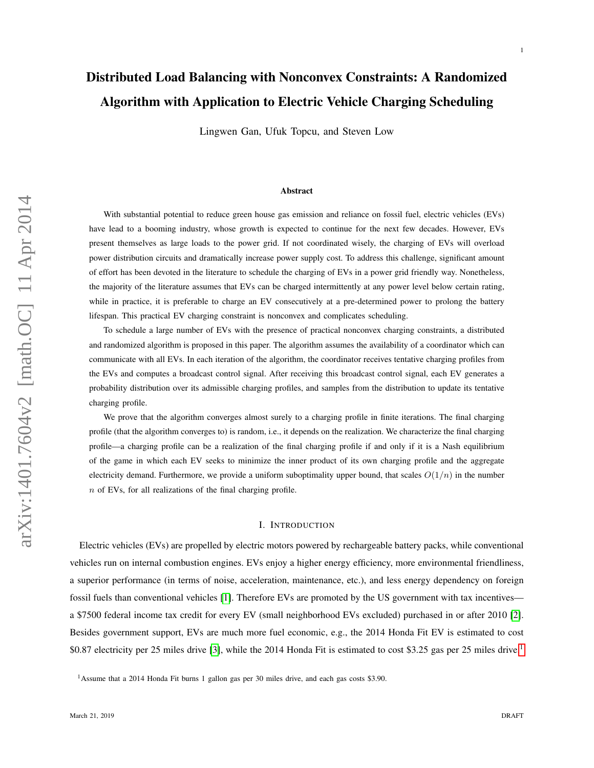# Distributed Load Balancing with Nonconvex Constraints: A Randomized Algorithm with Application to Electric Vehicle Charging Scheduling

Lingwen Gan, Ufuk Topcu, and Steven Low

### Abstract

With substantial potential to reduce green house gas emission and reliance on fossil fuel, electric vehicles (EVs) have lead to a booming industry, whose growth is expected to continue for the next few decades. However, EVs present themselves as large loads to the power grid. If not coordinated wisely, the charging of EVs will overload power distribution circuits and dramatically increase power supply cost. To address this challenge, significant amount of effort has been devoted in the literature to schedule the charging of EVs in a power grid friendly way. Nonetheless, the majority of the literature assumes that EVs can be charged intermittently at any power level below certain rating, while in practice, it is preferable to charge an EV consecutively at a pre-determined power to prolong the battery lifespan. This practical EV charging constraint is nonconvex and complicates scheduling.

To schedule a large number of EVs with the presence of practical nonconvex charging constraints, a distributed and randomized algorithm is proposed in this paper. The algorithm assumes the availability of a coordinator which can communicate with all EVs. In each iteration of the algorithm, the coordinator receives tentative charging profiles from the EVs and computes a broadcast control signal. After receiving this broadcast control signal, each EV generates a probability distribution over its admissible charging profiles, and samples from the distribution to update its tentative charging profile.

We prove that the algorithm converges almost surely to a charging profile in finite iterations. The final charging profile (that the algorithm converges to) is random, i.e., it depends on the realization. We characterize the final charging profile—a charging profile can be a realization of the final charging profile if and only if it is a Nash equilibrium of the game in which each EV seeks to minimize the inner product of its own charging profile and the aggregate electricity demand. Furthermore, we provide a uniform suboptimality upper bound, that scales $O(1/n)$ in the number $n$ of EVs, for all realizations of the final charging profile.

## I. Introduction

Electric vehicles (EVs) are propelled by electric motors powered by rechargeable battery packs, while conventional vehicles run on internal combustion engines. EVs enjoy a higher energy efficiency, more environmental friendliness, a superior performance (in terms of noise, acceleration, maintenance, etc.), and less energy dependency on foreign fossil fuels than conventional vehicles [1]. Therefore EVs are promoted by the US government with tax incentives—a \$7500 federal income tax credit for every EV (small neighborhood EVs excluded) purchased in or after 2010 [2]. Besides government support, EVs are much more fuel economic, e.g., the 2014 Honda Fit EV is estimated to cost \$0.87 electricity per 25 miles drive [3], while the 2014 Honda Fit is estimated to cost \$3.25 gas per 25 miles drive.[1]

[1]Assume that a 2014 Honda Fit burns 1 gallon gas per 30 miles drive, and each gas costs \$3.90.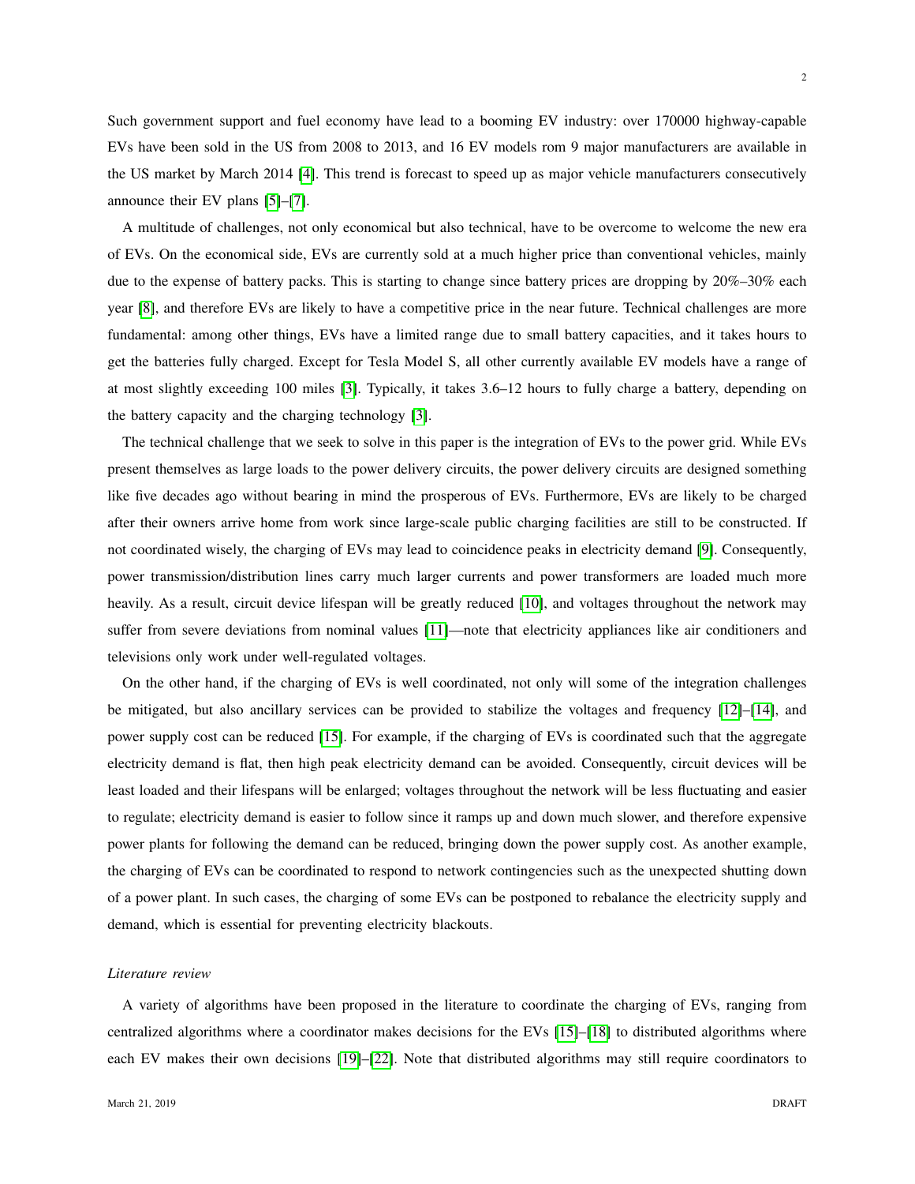Such government support and fuel economy have lead to a booming EV industry: over 170000 highway-capable EVs have been sold in the US from 2008 to 2013, and 16 EV models rom 9 major manufacturers are available in the US market by March 2014 [4]. This trend is forecast to speed up as major vehicle manufacturers consecutively announce their EV plans [5]–[7].

A multitude of challenges, not only economical but also technical, have to be overcome to welcome the new era of EVs. On the economical side, EVs are currently sold at a much higher price than conventional vehicles, mainly due to the expense of battery packs. This is starting to change since battery prices are dropping by 20%–30% each year [8], and therefore EVs are likely to have a competitive price in the near future. Technical challenges are more fundamental: among other things, EVs have a limited range due to small battery capacities, and it takes hours to get the batteries fully charged. Except for Tesla Model S, all other currently available EV models have a range of at most slightly exceeding 100 miles [3]. Typically, it takes 3.6–12 hours to fully charge a battery, depending on the battery capacity and the charging technology [3].

The technical challenge that we seek to solve in this paper is the integration of EVs to the power grid. While EVs present themselves as large loads to the power delivery circuits, the power delivery circuits are designed something like five decades ago without bearing in mind the prosperous of EVs. Furthermore, EVs are likely to be charged after their owners arrive home from work since large-scale public charging facilities are still to be constructed. If not coordinated wisely, the charging of EVs may lead to coincidence peaks in electricity demand [9]. Consequently, power transmission/distribution lines carry much larger currents and power transformers are loaded much more heavily. As a result, circuit device lifespan will be greatly reduced [10], and voltages throughout the network may suffer from severe deviations from nominal values [11]—note that electricity appliances like air conditioners and televisions only work under well-regulated voltages.

On the other hand, if the charging of EVs is well coordinated, not only will some of the integration challenges be mitigated, but also ancillary services can be provided to stabilize the voltages and frequency [12]–[14], and power supply cost can be reduced [15]. For example, if the charging of EVs is coordinated such that the aggregate electricity demand is flat, then high peak electricity demand can be avoided. Consequently, circuit devices will be least loaded and their lifespans will be enlarged; voltages throughout the network will be less fluctuating and easier to regulate; electricity demand is easier to follow since it ramps up and down much slower, and therefore expensive power plants for following the demand can be reduced, bringing down the power supply cost. As another example, the charging of EVs can be coordinated to respond to network contingencies such as the unexpected shutting down of a power plant. In such cases, the charging of some EVs can be postponed to rebalance the electricity supply and demand, which is essential for preventing electricity blackouts.

*Literature review*

A variety of algorithms have been proposed in the literature to coordinate the charging of EVs, ranging from centralized algorithms where a coordinator makes decisions for the EVs [15]–[18] to distributed algorithms where each EV makes their own decisions [19]–[22]. Note that distributed algorithms may still require coordinators to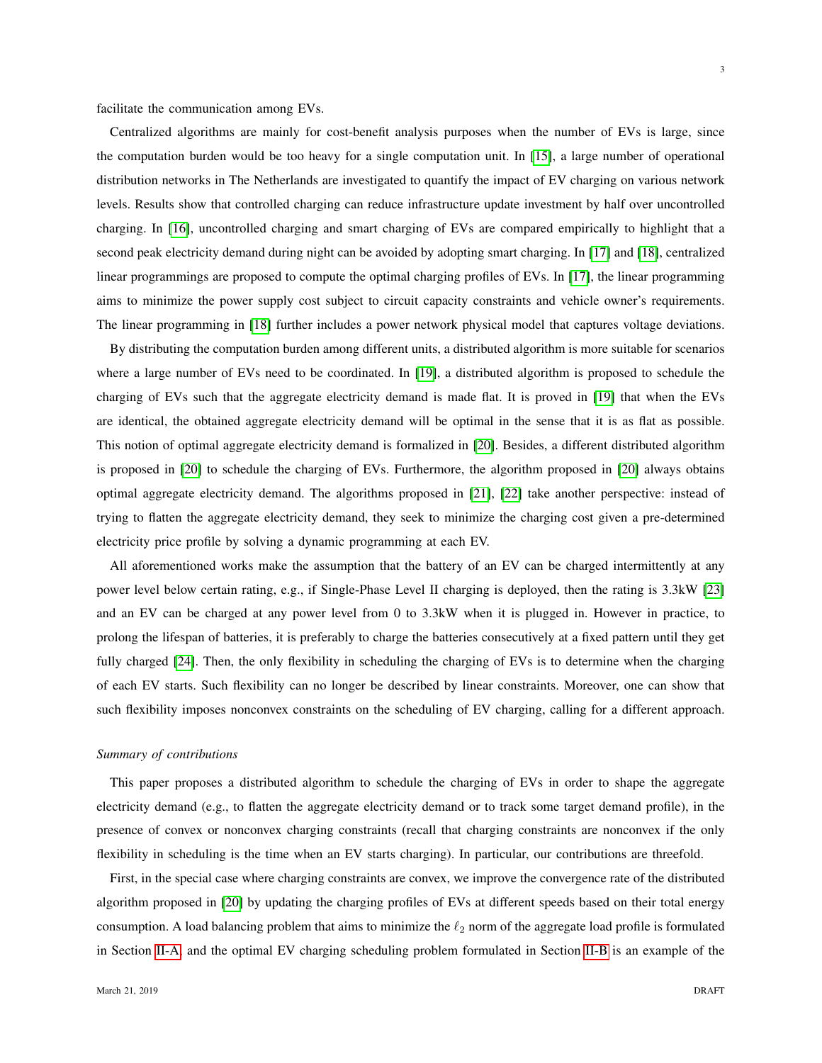facilitate the communication among EVs.

Centralized algorithms are mainly for cost-benefit analysis purposes when the number of EVs is large, since the computation burden would be too heavy for a single computation unit. In [15], a large number of operational distribution networks in The Netherlands are investigated to quantify the impact of EV charging on various network levels. Results show that controlled charging can reduce infrastructure update investment by half over uncontrolled charging. In [16], uncontrolled charging and smart charging of EVs are compared empirically to highlight that a second peak electricity demand during night can be avoided by adopting smart charging. In [17] and [18], centralized linear programmings are proposed to compute the optimal charging profiles of EVs. In [17], the linear programming aims to minimize the power supply cost subject to circuit capacity constraints and vehicle owner's requirements. The linear programming in [18] further includes a power network physical model that captures voltage deviations.

By distributing the computation burden among different units, a distributed algorithm is more suitable for scenarios where a large number of EVs need to be coordinated. In [19], a distributed algorithm is proposed to schedule the charging of EVs such that the aggregate electricity demand is made flat. It is proved in [19] that when the EVs are identical, the obtained aggregate electricity demand will be optimal in the sense that it is as flat as possible. This notion of optimal aggregate electricity demand is formalized in [20]. Besides, a different distributed algorithm is proposed in [20] to schedule the charging of EVs. Furthermore, the algorithm proposed in [20] always obtains optimal aggregate electricity demand. The algorithms proposed in [21], [22] take another perspective: instead of trying to flatten the aggregate electricity demand, they seek to minimize the charging cost given a pre-determined electricity price profile by solving a dynamic programming at each EV.

All aforementioned works make the assumption that the battery of an EV can be charged intermittently at any power level below certain rating, e.g., if Single-Phase Level II charging is deployed, then the rating is 3.3kW [23] and an EV can be charged at any power level from 0 to 3.3kW when it is plugged in. However in practice, to prolong the lifespan of batteries, it is preferably to charge the batteries consecutively at a fixed pattern until they get fully charged [24]. Then, the only flexibility in scheduling the charging of EVs is to determine when the charging of each EV starts. Such flexibility can no longer be described by linear constraints. Moreover, one can show that such flexibility imposes nonconvex constraints on the scheduling of EV charging, calling for a different approach.

*Summary of contributions*

This paper proposes a distributed algorithm to schedule the charging of EVs in order to shape the aggregate electricity demand (e.g., to flatten the aggregate electricity demand or to track some target demand profile), in the presence of convex or nonconvex charging constraints (recall that charging constraints are nonconvex if the only flexibility in scheduling is the time when an EV starts charging). In particular, our contributions are threefold.

First, in the special case where charging constraints are convex, we improve the convergence rate of the distributed algorithm proposed in [20] by updating the charging profiles of EVs at different speeds based on their total energy consumption. A load balancing problem that aims to minimize the $\ell_2$ norm of the aggregate load profile is formulated in Section II-A, and the optimal EV charging scheduling problem formulated in Section II-B is an example of the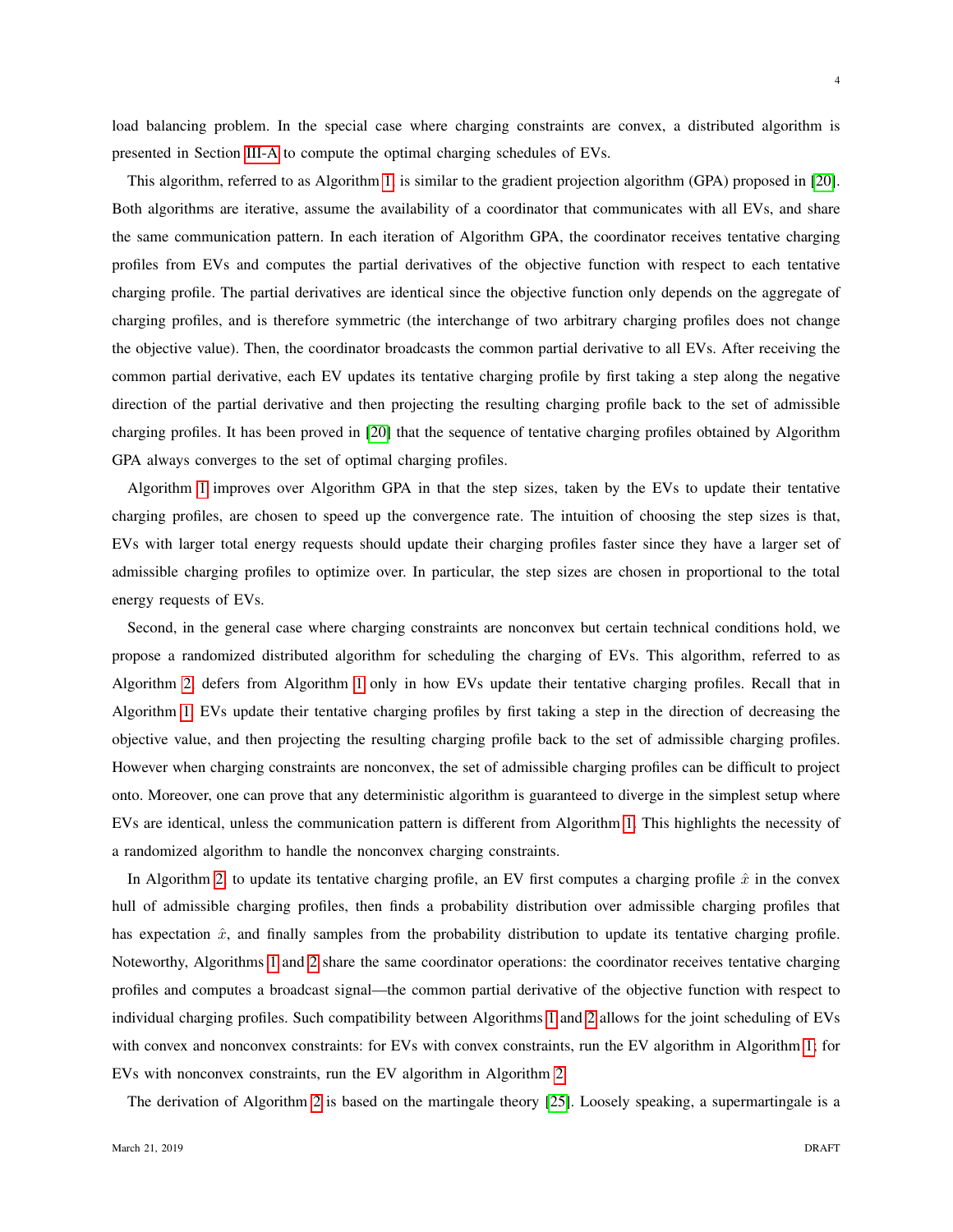load balancing problem. In the special case where charging constraints are convex, a distributed algorithm is presented in Section III-A to compute the optimal charging schedules of EVs.

This algorithm, referred to as Algorithm 1, is similar to the gradient projection algorithm (GPA) proposed in [20]. Both algorithms are iterative, assume the availability of a coordinator that communicates with all EVs, and share the same communication pattern. In each iteration of Algorithm GPA, the coordinator receives tentative charging profiles from EVs and computes the partial derivatives of the objective function with respect to each tentative charging profile. The partial derivatives are identical since the objective function only depends on the aggregate of charging profiles, and is therefore symmetric (the interchange of two arbitrary charging profiles does not change the objective value). Then, the coordinator broadcasts the common partial derivative to all EVs. After receiving the common partial derivative, each EV updates its tentative charging profile by first taking a step along the negative direction of the partial derivative and then projecting the resulting charging profile back to the set of admissible charging profiles. It has been proved in [20] that the sequence of tentative charging profiles obtained by Algorithm GPA always converges to the set of optimal charging profiles.

Algorithm 1 improves over Algorithm GPA in that the step sizes, taken by the EVs to update their tentative charging profiles, are chosen to speed up the convergence rate. The intuition of choosing the step sizes is that, EVs with larger total energy requests should update their charging profiles faster since they have a larger set of admissible charging profiles to optimize over. In particular, the step sizes are chosen in proportional to the total energy requests of EVs.

Second, in the general case where charging constraints are nonconvex but certain technical conditions hold, we propose a randomized distributed algorithm for scheduling the charging of EVs. This algorithm, referred to as Algorithm 2, defers from Algorithm 1 only in how EVs update their tentative charging profiles. Recall that in Algorithm 1, EVs update their tentative charging profiles by first taking a step in the direction of decreasing the objective value, and then projecting the resulting charging profile back to the set of admissible charging profiles. However when charging constraints are nonconvex, the set of admissible charging profiles can be difficult to project onto. Moreover, one can prove that any deterministic algorithm is guaranteed to diverge in the simplest setup where EVs are identical, unless the communication pattern is different from Algorithm 1. This highlights the necessity of a randomized algorithm to handle the nonconvex charging constraints.

In Algorithm 2, to update its tentative charging profile, an EV first computes a charging profile $\hat{x}$ in the convex hull of admissible charging profiles, then finds a probability distribution over admissible charging profiles that has expectation $\hat{x}$, and finally samples from the probability distribution to update its tentative charging profile. Noteworthy, Algorithms 1 and 2 share the same coordinator operations: the coordinator receives tentative charging profiles and computes a broadcast signal—the common partial derivative of the objective function with respect to individual charging profiles. Such compatibility between Algorithms 1 and 2 allows for the joint scheduling of EVs with convex and nonconvex constraints: for EVs with convex constraints, run the EV algorithm in Algorithm 1; for EVs with nonconvex constraints, run the EV algorithm in Algorithm 2.

The derivation of Algorithm 2 is based on the martingale theory [25]. Loosely speaking, a supermartingale is a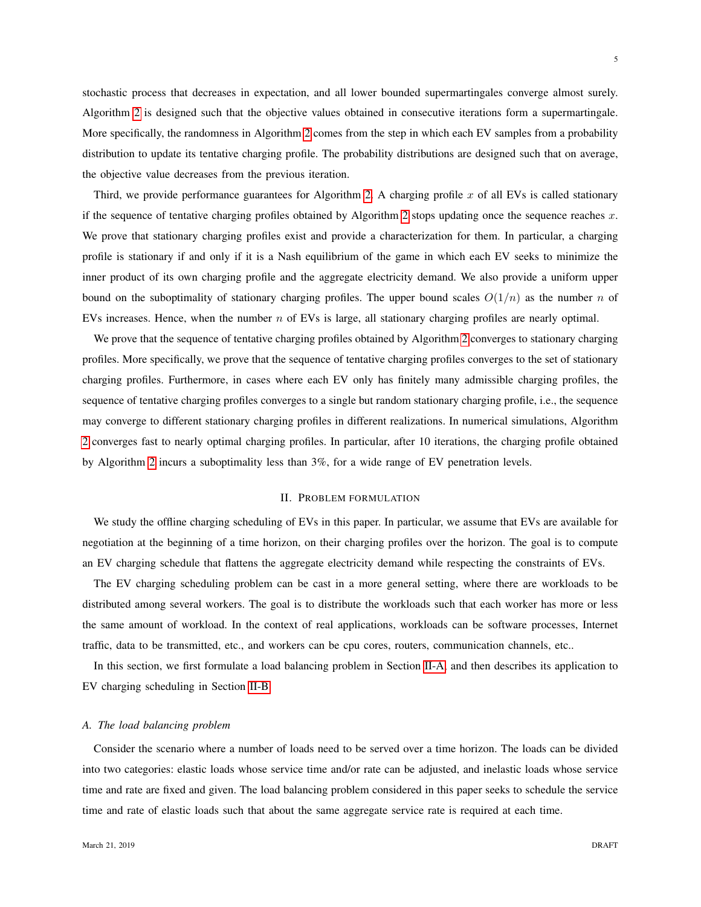stochastic process that decreases in expectation, and all lower bounded supermartingales converge almost surely. Algorithm 2 is designed such that the objective values obtained in consecutive iterations form a supermartingale. More specifically, the randomness in Algorithm 2 comes from the step in which each EV samples from a probability distribution to update its tentative charging profile. The probability distributions are designed such that on average, the objective value decreases from the previous iteration.

Third, we provide performance guarantees for Algorithm 2. A charging profile $x$ of all EVs is called stationary if the sequence of tentative charging profiles obtained by Algorithm 2 stops updating once the sequence reaches $x$. We prove that stationary charging profiles exist and provide a characterization for them. In particular, a charging profile is stationary if and only if it is a Nash equilibrium of the game in which each EV seeks to minimize the inner product of its own charging profile and the aggregate electricity demand. We also provide a uniform upper bound on the suboptimality of stationary charging profiles. The upper bound scales $O(1/n)$ as the number $n$ of EVs increases. Hence, when the number $n$ of EVs is large, all stationary charging profiles are nearly optimal.

We prove that the sequence of tentative charging profiles obtained by Algorithm 2 converges to stationary charging profiles. More specifically, we prove that the sequence of tentative charging profiles converges to the set of stationary charging profiles. Furthermore, in cases where each EV only has finitely many admissible charging profiles, the sequence of tentative charging profiles converges to a single but random stationary charging profile, i.e., the sequence may converge to different stationary charging profiles in different realizations. In numerical simulations, Algorithm 2 converges fast to nearly optimal charging profiles. In particular, after 10 iterations, the charging profile obtained by Algorithm 2 incurs a suboptimality less than 3%, for a wide range of EV penetration levels.

## II. Problem formulation

We study the offline charging scheduling of EVs in this paper. In particular, we assume that EVs are available for negotiation at the beginning of a time horizon, on their charging profiles over the horizon. The goal is to compute an EV charging schedule that flattens the aggregate electricity demand while respecting the constraints of EVs.

The EV charging scheduling problem can be cast in a more general setting, where there are workloads to be distributed among several workers. The goal is to distribute the workloads such that each worker has more or less the same amount of workload. In the context of real applications, workloads can be software processes, Internet traffic, data to be transmitted, etc., and workers can be cpu cores, routers, communication channels, etc..

In this section, we first formulate a load balancing problem in Section II-A, and then describes its application to EV charging scheduling in Section II-B.

### A. The load balancing problem

Consider the scenario where a number of loads need to be served over a time horizon. The loads can be divided into two categories: elastic loads whose service time and/or rate can be adjusted, and inelastic loads whose service time and rate are fixed and given. The load balancing problem considered in this paper seeks to schedule the service time and rate of elastic loads such that about the same aggregate service rate is required at each time.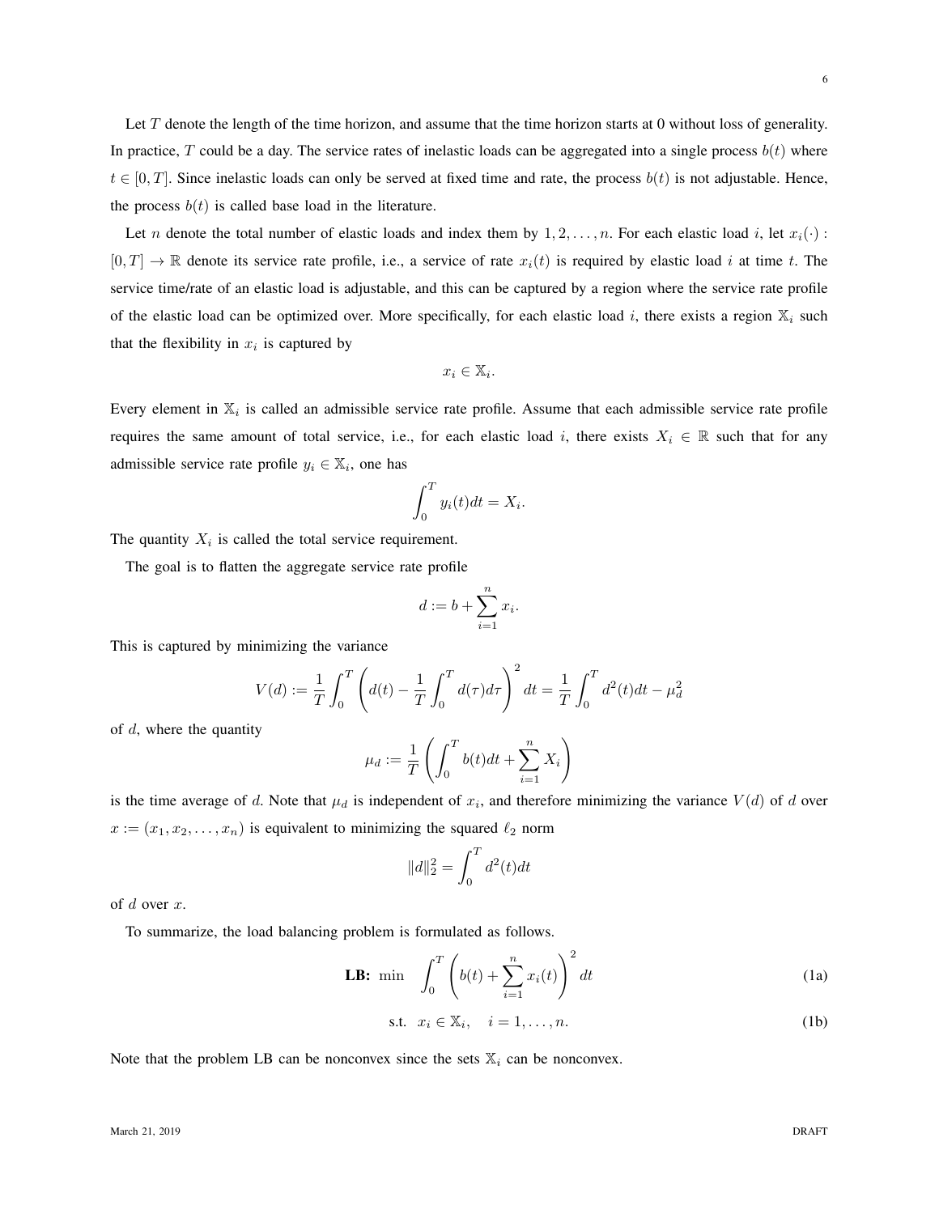Let $T$ denote the length of the time horizon, and assume that the time horizon starts at 0 without loss of generality. In practice, $T$ could be a day. The service rates of inelastic loads can be aggregated into a single process $b(t)$ where $t \in [0, T]$. Since inelastic loads can only be served at fixed time and rate, the process $b(t)$ is not adjustable. Hence, the process $b(t)$ is called base load in the literature.

Let $n$ denote the total number of elastic loads and index them by $1, 2, \ldots, n$. For each elastic load $i$, let $x_i(\cdot) : [0, T] \to \mathbb{R}$ denote its service rate profile, i.e., a service of rate $x_i(t)$ is required by elastic load $i$ at time $t$. The service time/rate of an elastic load is adjustable, and this can be captured by a region where the service rate profile of the elastic load can be optimized over. More specifically, for each elastic load $i$, there exists a region $\mathbb{X}_i$ such that the flexibility in $x_i$ is captured by

$$x_i \in \mathbb{X}_i.$$

Every element in $\mathbb{X}_i$ is called an admissible service rate profile. Assume that each admissible service rate profile requires the same amount of total service, i.e., for each elastic load $i$, there exists $X_i \in \mathbb{R}$ such that for any admissible service rate profile $y_i \in \mathbb{X}_i$, one has

$$\int_0^T y_i(t) dt = X_i.$$

The quantity $X_i$ is called the total service requirement.

The goal is to flatten the aggregate service rate profile

$$d := b + \sum_{i=1}^{n} x_i.$$

This is captured by minimizing the variance

$$V(d) := \frac{1}{T} \int_0^T \left( d(t) - \frac{1}{T} \int_0^T d(\tau) d\tau \right)^2 dt = \frac{1}{T} \int_0^T d^2(t) dt - \mu_d^2$$

of $d$, where the quantity

$$\mu_d := \frac{1}{T} \left( \int_0^T b(t) dt + \sum_{i=1}^{n} X_i \right)$$

is the time average of $d$. Note that $\mu_d$ is independent of $x_i$, and therefore minimizing the variance $V(d)$ of $d$ over $x := (x_1, x_2, \ldots, x_n)$ is equivalent to minimizing the squared $\ell_2$ norm

$$\|d\|_2^2 = \int_0^T d^2(t) dt$$

of $d$ over $x$.

To summarize, the load balancing problem is formulated as follows.

$$\textbf{LB:} \ \min \quad \int_0^T \left( b(t) + \sum_{i=1}^{n} x_i(t) \right)^2 dt \tag{1a}$$

$$\text{s.t.} \quad x_i \in \mathbb{X}_i, \quad i = 1, \ldots, n. \tag{1b}$$

Note that the problem LB can be nonconvex since the sets $\mathbb{X}_i$ can be nonconvex.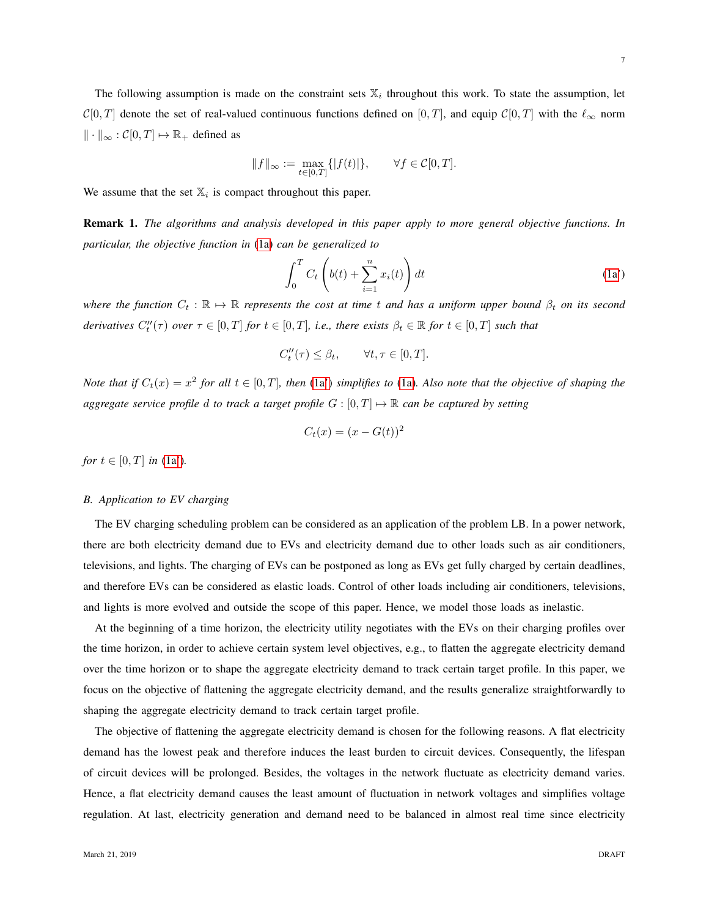The following assumption is made on the constraint sets $\mathbb{X}_i$ throughout this work. To state the assumption, let $\mathcal{C}[0,T]$ denote the set of real-valued continuous functions defined on $[0,T]$, and equip $\mathcal{C}[0,T]$ with the $\ell_\infty$ norm $\|\cdot\|_\infty : \mathcal{C}[0,T] \mapsto \mathbb{R}_+$ defined as

$$\|f\|_\infty := \max_{t\in[0,T]}\{|f(t)|\}, \qquad \forall f \in \mathcal{C}[0,T].$$

We assume that the set $\mathbb{X}_i$ is compact throughout this paper.

**Remark 1.** *The algorithms and analysis developed in this paper apply to more general objective functions. In particular, the objective function in (1a) can be generalized to*

$$\int_0^T C_t\left(b(t) + \sum_{i=1}^n x_i(t)\right) dt \tag{1a'}$$

*where the function $C_t : \mathbb{R} \mapsto \mathbb{R}$ represents the cost at time $t$ and has a uniform upper bound $\beta_t$ on its second derivatives $C_t''(\tau)$ over $\tau \in [0,T]$ for $t \in [0,T]$, i.e., there exists $\beta_t \in \mathbb{R}$ for $t \in [0,T]$ such that*

$$C_t''(\tau) \le \beta_t, \qquad \forall t, \tau \in [0,T].$$

*Note that if $C_t(x) = x^2$ for all $t \in [0,T]$, then (1a') simplifies to (1a). Also note that the objective of shaping the aggregate service profile $d$ to track a target profile $G : [0,T] \mapsto \mathbb{R}$ can be captured by setting*

$$C_t(x) = (x - G(t))^2$$

*for $t \in [0,T]$ in (1a').*

### B. Application to EV charging

The EV charging scheduling problem can be considered as an application of the problem LB. In a power network, there are both electricity demand due to EVs and electricity demand due to other loads such as air conditioners, televisions, and lights. The charging of EVs can be postponed as long as EVs get fully charged by certain deadlines, and therefore EVs can be considered as elastic loads. Control of other loads including air conditioners, televisions, and lights is more evolved and outside the scope of this paper. Hence, we model those loads as inelastic.

At the beginning of a time horizon, the electricity utility negotiates with the EVs on their charging profiles over the time horizon, in order to achieve certain system level objectives, e.g., to flatten the aggregate electricity demand over the time horizon or to shape the aggregate electricity demand to track certain target profile. In this paper, we focus on the objective of flattening the aggregate electricity demand, and the results generalize straightforwardly to shaping the aggregate electricity demand to track certain target profile.

The objective of flattening the aggregate electricity demand is chosen for the following reasons. A flat electricity demand has the lowest peak and therefore induces the least burden to circuit devices. Consequently, the lifespan of circuit devices will be prolonged. Besides, the voltages in the network fluctuate as electricity demand varies. Hence, a flat electricity demand causes the least amount of fluctuation in network voltages and simplifies voltage regulation. At last, electricity generation and demand need to be balanced in almost real time since electricity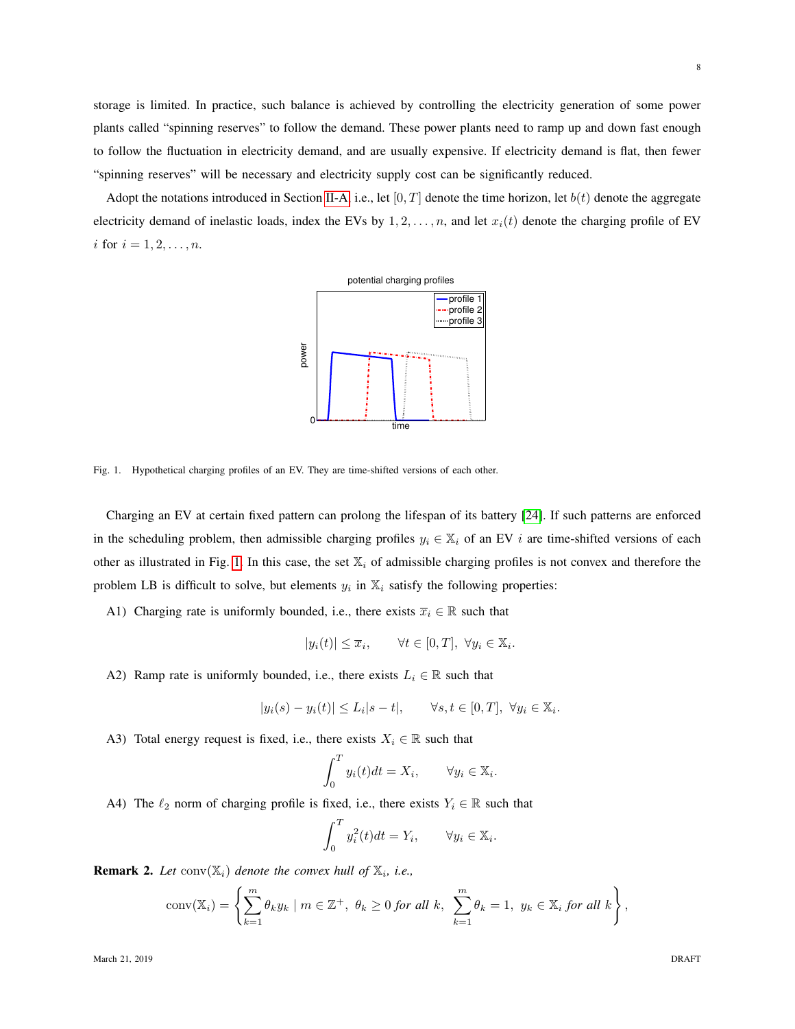storage is limited. In practice, such balance is achieved by controlling the electricity generation of some power plants called "spinning reserves" to follow the demand. These power plants need to ramp up and down fast enough to follow the fluctuation in electricity demand, and are usually expensive. If electricity demand is flat, then fewer "spinning reserves" will be necessary and electricity supply cost can be significantly reduced.

Adopt the notations introduced in Section II-A, i.e., let $[0, T]$ denote the time horizon, let $b(t)$ denote the aggregate electricity demand of inelastic loads, index the EVs by $1, 2, \ldots, n$, and let $x_i(t)$ denote the charging profile of EV $i$ for $i = 1, 2, \ldots, n$.

Fig. 1. Hypothetical charging profiles of an EV. They are time-shifted versions of each other.

Charging an EV at certain fixed pattern can prolong the lifespan of its battery [24]. If such patterns are enforced in the scheduling problem, then admissible charging profiles $y_i \in \mathbb{X}_i$ of an EV $i$ are time-shifted versions of each other as illustrated in Fig. 1. In this case, the set $\mathbb{X}_i$ of admissible charging profiles is not convex and therefore the problem LB is difficult to solve, but elements $y_i$ in $\mathbb{X}_i$ satisfy the following properties:

A1) Charging rate is uniformly bounded, i.e., there exists $\overline{x}_i \in \mathbb{R}$ such that

$$|y_i(t)| \leq \overline{x}_i, \qquad \forall t \in [0, T], \ \forall y_i \in \mathbb{X}_i.$$

A2) Ramp rate is uniformly bounded, i.e., there exists $L_i \in \mathbb{R}$ such that

$$|y_i(s) - y_i(t)| \leq L_i |s - t|, \qquad \forall s, t \in [0, T], \ \forall y_i \in \mathbb{X}_i.$$

A3) Total energy request is fixed, i.e., there exists $X_i \in \mathbb{R}$ such that

$$\int_0^T y_i(t) dt = X_i, \qquad \forall y_i \in \mathbb{X}_i.$$

A4) The $\ell_2$ norm of charging profile is fixed, i.e., there exists $Y_i \in \mathbb{R}$ such that

$$\int_0^T y_i^2(t) dt = Y_i, \qquad \forall y_i \in \mathbb{X}_i.$$

**Remark 2.** *Let* $\operatorname{conv}(\mathbb{X}_i)$ *denote the convex hull of* $\mathbb{X}_i$*, i.e.,*

$$\operatorname{conv}(\mathbb{X}_i) = \left\{ \sum_{k=1}^{m} \theta_k y_k \mid m \in \mathbb{Z}^+, \ \theta_k \geq 0 \text{ for all } k, \ \sum_{k=1}^{m} \theta_k = 1, \ y_k \in \mathbb{X}_i \text{ for all } k \right\},$$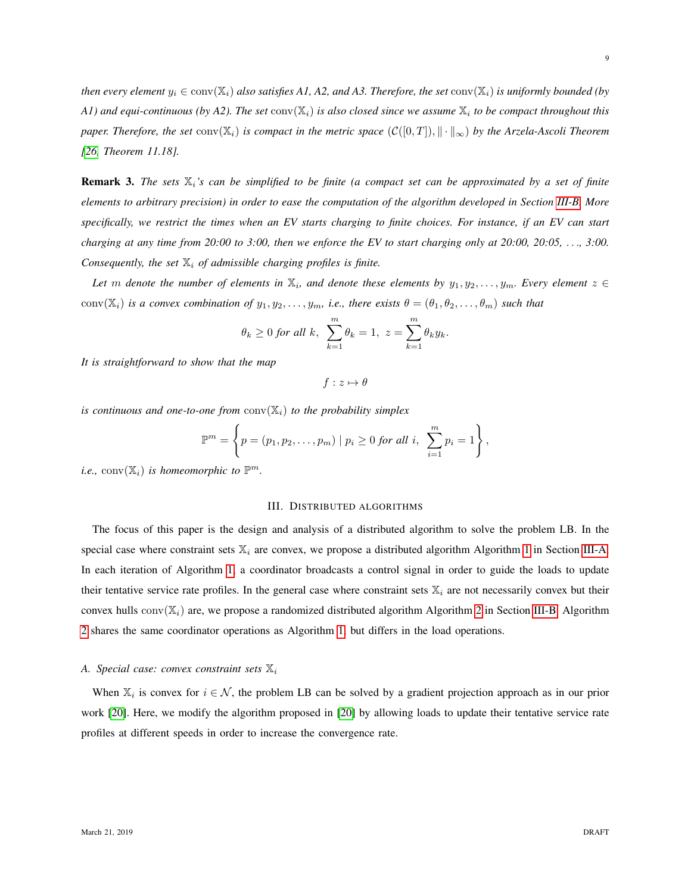*then every element $y_i \in \mathrm{conv}(\mathbb{X}_i)$ also satisfies A1, A2, and A3. Therefore, the set $\mathrm{conv}(\mathbb{X}_i)$ is uniformly bounded (by A1) and equi-continuous (by A2). The set $\mathrm{conv}(\mathbb{X}_i)$ is also closed since we assume $\mathbb{X}_i$ to be compact throughout this paper. Therefore, the set $\mathrm{conv}(\mathbb{X}_i)$ is compact in the metric space $(\mathcal{C}([0,T]), \|\cdot\|_\infty)$ by the Arzela-Ascoli Theorem [26, Theorem 11.18].*

**Remark 3.** *The sets $\mathbb{X}_i$'s can be simplified to be finite (a compact set can be approximated by a set of finite elements to arbitrary precision) in order to ease the computation of the algorithm developed in Section III-B. More specifically, we restrict the times when an EV starts charging to finite choices. For instance, if an EV can start charging at any time from 20:00 to 3:00, then we enforce the EV to start charging only at 20:00, 20:05, ..., 3:00. Consequently, the set $\mathbb{X}_i$ of admissible charging profiles is finite.*

*Let $m$ denote the number of elements in $\mathbb{X}_i$, and denote these elements by $y_1, y_2, \ldots, y_m$. Every element $z \in \mathrm{conv}(\mathbb{X}_i)$ is a convex combination of $y_1, y_2, \ldots, y_m$, i.e., there exists $\theta = (\theta_1, \theta_2, \ldots, \theta_m)$ such that*

$$\theta_k \geq 0 \text{ for all } k, \ \sum_{k=1}^{m} \theta_k = 1, \ z = \sum_{k=1}^{m} \theta_k y_k.$$

*It is straightforward to show that the map*

$$f : z \mapsto \theta$$

*is continuous and one-to-one from $\mathrm{conv}(\mathbb{X}_i)$ to the probability simplex*

$$\mathbb{P}^m = \left\{ p = (p_1, p_2, \ldots, p_m) \mid p_i \geq 0 \text{ for all } i, \ \sum_{i=1}^{m} p_i = 1 \right\},$$

*i.e., $\mathrm{conv}(\mathbb{X}_i)$ is homeomorphic to $\mathbb{P}^m$.*

## III. Distributed algorithms

The focus of this paper is the design and analysis of a distributed algorithm to solve the problem LB. In the special case where constraint sets $\mathbb{X}_i$ are convex, we propose a distributed algorithm Algorithm 1 in Section III-A. In each iteration of Algorithm 1, a coordinator broadcasts a control signal in order to guide the loads to update their tentative service rate profiles. In the general case where constraint sets $\mathbb{X}_i$ are not necessarily convex but their convex hulls $\mathrm{conv}(\mathbb{X}_i)$ are, we propose a randomized distributed algorithm Algorithm 2 in Section III-B. Algorithm 2 shares the same coordinator operations as Algorithm 1, but differs in the load operations.

### A. Special case: convex constraint sets $\mathbb{X}_i$

When $\mathbb{X}_i$ is convex for $i \in \mathcal{N}$, the problem LB can be solved by a gradient projection approach as in our prior work [20]. Here, we modify the algorithm proposed in [20] by allowing loads to update their tentative service rate profiles at different speeds in order to increase the convergence rate.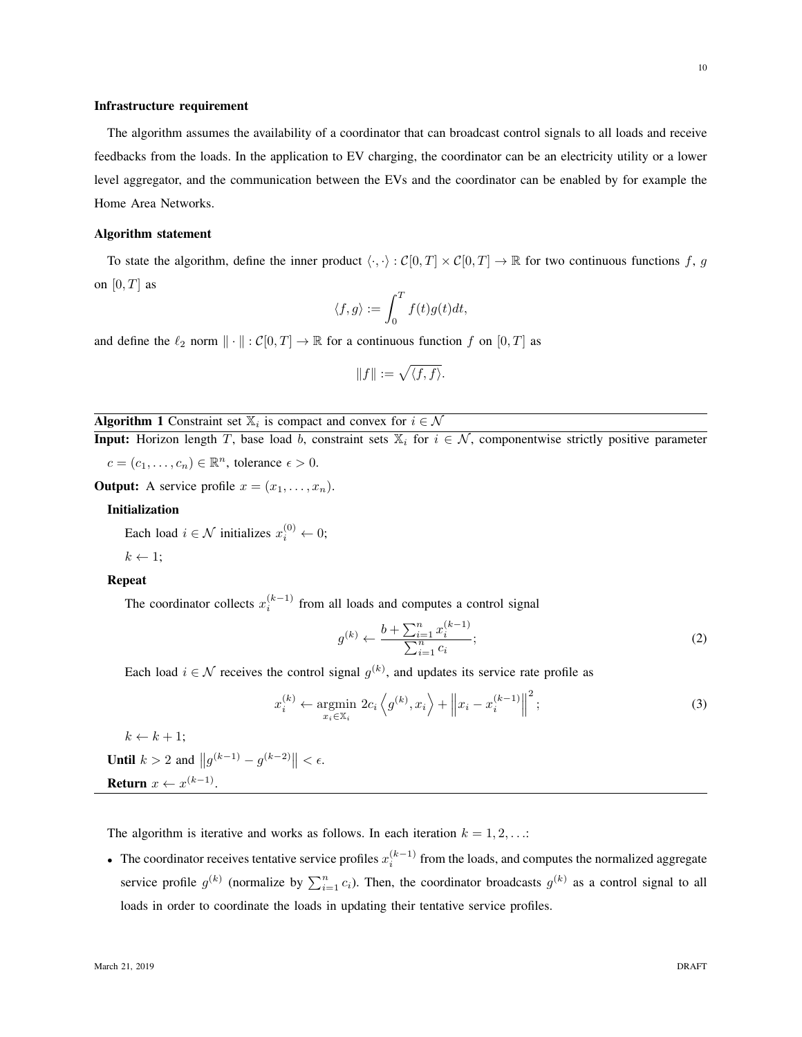**Infrastructure requirement**

The algorithm assumes the availability of a coordinator that can broadcast control signals to all loads and receive feedbacks from the loads. In the application to EV charging, the coordinator can be an electricity utility or a lower level aggregator, and the communication between the EVs and the coordinator can be enabled by for example the Home Area Networks.

**Algorithm statement**

To state the algorithm, define the inner product $\langle \cdot, \cdot \rangle : \mathcal{C}[0,T] \times \mathcal{C}[0,T] \to \mathbb{R}$ for two continuous functions $f$, $g$ on $[0,T]$ as

$$\langle f, g \rangle := \int_0^T f(t)g(t)dt,$$

and define the $\ell_2$ norm $\|\cdot\| : \mathcal{C}[0,T] \to \mathbb{R}$ for a continuous function $f$ on $[0,T]$ as

$$\|f\| := \sqrt{\langle f, f \rangle}.$$

---

**Algorithm 1** Constraint set $\mathbb{X}_i$ is compact and convex for $i \in \mathcal{N}$

---

**Input:** Horizon length $T$, base load $b$, constraint sets $\mathbb{X}_i$ for $i \in \mathcal{N}$, componentwise strictly positive parameter $c = (c_1, \ldots, c_n) \in \mathbb{R}^n$, tolerance $\epsilon > 0$.

**Output:** A service profile $x = (x_1, \ldots, x_n)$.

**Initialization**

Each load $i \in \mathcal{N}$ initializes $x_i^{(0)} \leftarrow 0$;

$k \leftarrow 1$;

**Repeat**

The coordinator collects $x_i^{(k-1)}$ from all loads and computes a control signal

$$g^{(k)} \leftarrow \frac{b + \sum_{i=1}^n x_i^{(k-1)}}{\sum_{i=1}^n c_i}; \tag{2}$$

Each load $i \in \mathcal{N}$ receives the control signal $g^{(k)}$, and updates its service rate profile as

$$x_i^{(k)} \leftarrow \underset{x_i \in \mathbb{X}_i}{\operatorname{argmin}} \; 2c_i \left\langle g^{(k)}, x_i \right\rangle + \left\| x_i - x_i^{(k-1)} \right\|^2; \tag{3}$$

$k \leftarrow k + 1$;

**Until** $k > 2$ and $\left\| g^{(k-1)} - g^{(k-2)} \right\| < \epsilon$.

**Return** $x \leftarrow x^{(k-1)}$.

---

The algorithm is iterative and works as follows. In each iteration $k = 1, 2, \ldots$:

- The coordinator receives tentative service profiles $x_i^{(k-1)}$ from the loads, and computes the normalized aggregate service profile $g^{(k)}$ (normalize by $\sum_{i=1}^n c_i$). Then, the coordinator broadcasts $g^{(k)}$ as a control signal to all loads in order to coordinate the loads in updating their tentative service profiles.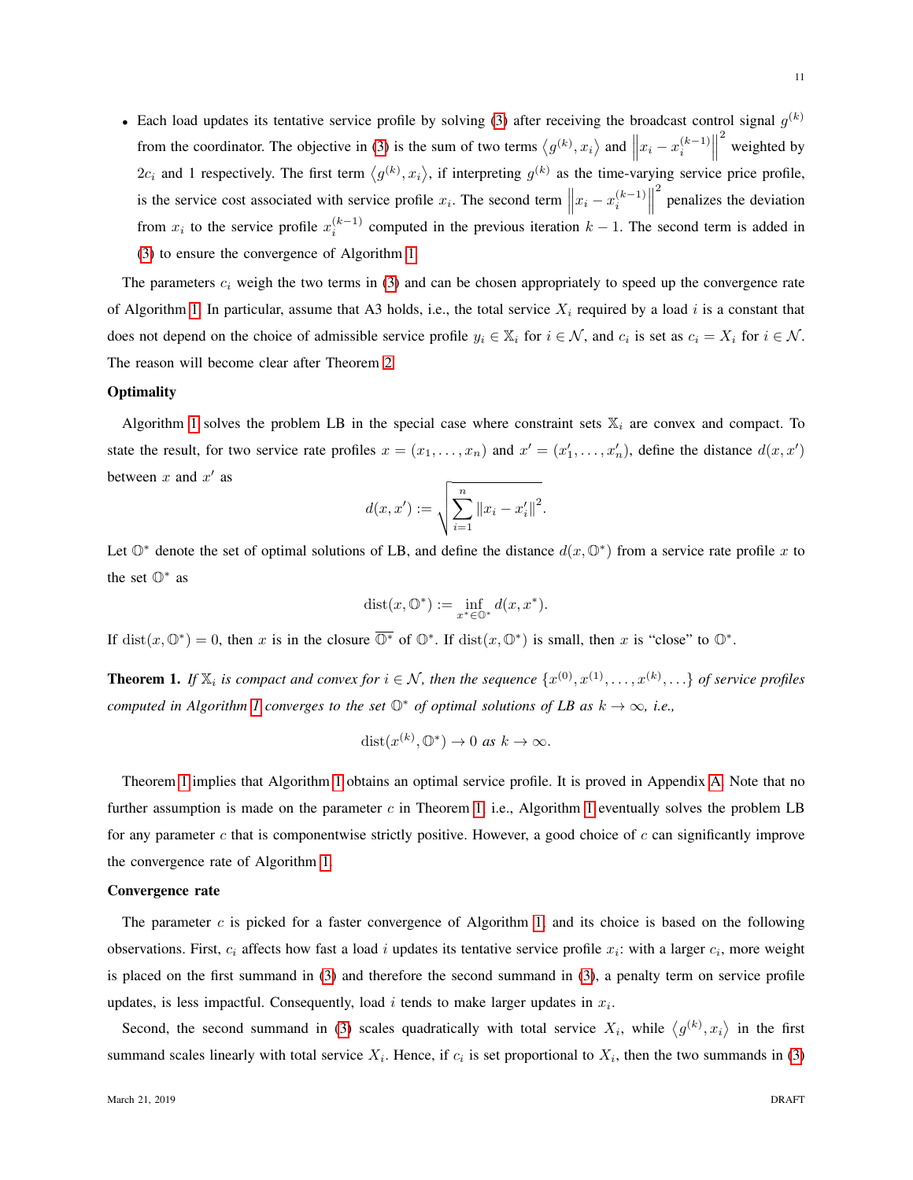- Each load updates its tentative service profile by solving (3) after receiving the broadcast control signal $g^{(k)}$ from the coordinator. The objective in (3) is the sum of two terms $\langle g^{(k)}, x_i \rangle$ and $\left\| x_i - x_i^{(k-1)} \right\|^2$ weighted by $2c_i$ and 1 respectively. The first term $\langle g^{(k)}, x_i \rangle$, if interpreting $g^{(k)}$ as the time-varying service price profile, is the service cost associated with service profile $x_i$. The second term $\left\| x_i - x_i^{(k-1)} \right\|^2$ penalizes the deviation from $x_i$ to the service profile $x_i^{(k-1)}$ computed in the previous iteration $k-1$. The second term is added in (3) to ensure the convergence of Algorithm 1.

The parameters $c_i$ weigh the two terms in (3) and can be chosen appropriately to speed up the convergence rate of Algorithm 1. In particular, assume that A3 holds, i.e., the total service $X_i$ required by a load $i$ is a constant that does not depend on the choice of admissible service profile $y_i \in \mathbb{X}_i$ for $i \in \mathcal{N}$, and $c_i$ is set as $c_i = X_i$ for $i \in \mathcal{N}$. The reason will become clear after Theorem 2.

**Optimality**

Algorithm 1 solves the problem LB in the special case where constraint sets $\mathbb{X}_i$ are convex and compact. To state the result, for two service rate profiles $x = (x_1, \ldots, x_n)$ and $x' = (x_1', \ldots, x_n')$, define the distance $d(x, x')$ between $x$ and $x'$ as

$$d(x, x') := \sqrt{\sum_{i=1}^{n} \|x_i - x_i'\|^2}.$$

Let $\mathbb{O}^*$ denote the set of optimal solutions of LB, and define the distance $d(x, \mathbb{O}^*)$ from a service rate profile $x$ to the set $\mathbb{O}^*$ as

$$\text{dist}(x, \mathbb{O}^*) := \inf_{x^* \in \mathbb{O}^*} d(x, x^*).$$

If $\text{dist}(x, \mathbb{O}^*) = 0$, then $x$ is in the closure $\overline{\mathbb{O}^*}$ of $\mathbb{O}^*$. If $\text{dist}(x, \mathbb{O}^*)$ is small, then $x$ is "close" to $\mathbb{O}^*$.

**Theorem 1.** *If $\mathbb{X}_i$ is compact and convex for $i \in \mathcal{N}$, then the sequence $\{x^{(0)}, x^{(1)}, \ldots, x^{(k)}, \ldots\}$ of service profiles computed in Algorithm 1 converges to the set $\mathbb{O}^*$ of optimal solutions of LB as $k \to \infty$, i.e.,*

$$\text{dist}(x^{(k)}, \mathbb{O}^*) \to 0 \text{ as } k \to \infty.$$

Theorem 1 implies that Algorithm 1 obtains an optimal service profile. It is proved in Appendix A. Note that no further assumption is made on the parameter $c$ in Theorem 1, i.e., Algorithm 1 eventually solves the problem LB for any parameter $c$ that is componentwise strictly positive. However, a good choice of $c$ can significantly improve the convergence rate of Algorithm 1.

**Convergence rate**

The parameter $c$ is picked for a faster convergence of Algorithm 1, and its choice is based on the following observations. First, $c_i$ affects how fast a load $i$ updates its tentative service profile $x_i$: with a larger $c_i$, more weight is placed on the first summand in (3) and therefore the second summand in (3), a penalty term on service profile updates, is less impactful. Consequently, load $i$ tends to make larger updates in $x_i$.

Second, the second summand in (3) scales quadratically with total service $X_i$, while $\langle g^{(k)}, x_i \rangle$ in the first summand scales linearly with total service $X_i$. Hence, if $c_i$ is set proportional to $X_i$, then the two summands in (3)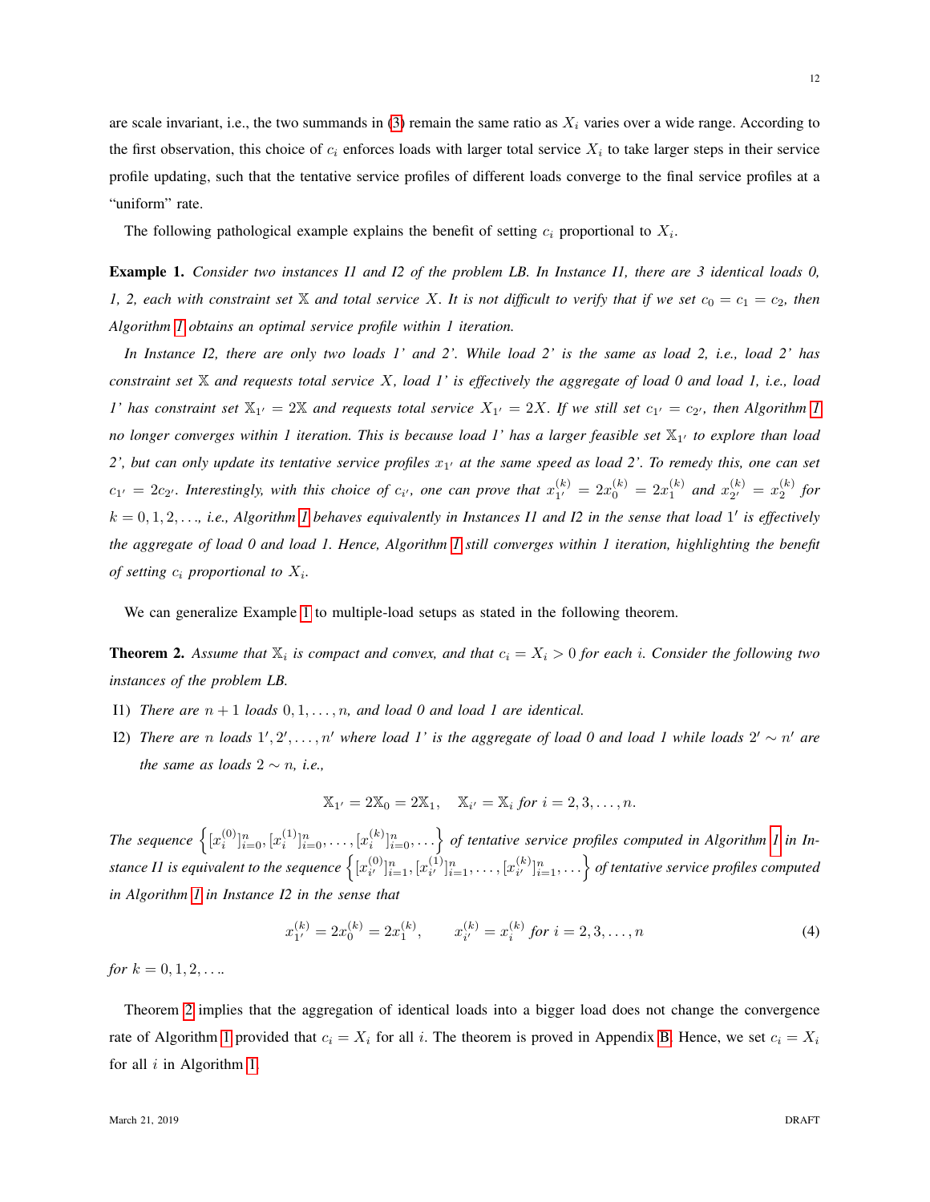are scale invariant, i.e., the two summands in (3) remain the same ratio as $X_i$ varies over a wide range. According to the first observation, this choice of $c_i$ enforces loads with larger total service $X_i$ to take larger steps in their service profile updating, such that the tentative service profiles of different loads converge to the final service profiles at a "uniform" rate.

The following pathological example explains the benefit of setting $c_i$ proportional to $X_i$.

**Example 1.** *Consider two instances I1 and I2 of the problem LB. In Instance I1, there are 3 identical loads 0, 1, 2, each with constraint set $\mathbb{X}$ and total service $X$. It is not difficult to verify that if we set $c_0 = c_1 = c_2$, then Algorithm 1 obtains an optimal service profile within 1 iteration.*

*In Instance I2, there are only two loads 1' and 2'. While load 2' is the same as load 2, i.e., load 2' has constraint set $\mathbb{X}$ and requests total service $X$, load 1' is effectively the aggregate of load 0 and load 1, i.e., load 1' has constraint set $\mathbb{X}_{1'} = 2\mathbb{X}$ and requests total service $X_{1'} = 2X$. If we still set $c_{1'} = c_{2'}$, then Algorithm 1 no longer converges within 1 iteration. This is because load 1' has a larger feasible set $\mathbb{X}_{1'}$ to explore than load 2', but can only update its tentative service profiles $x_{1'}$ at the same speed as load 2'. To remedy this, one can set $c_{1'} = 2c_{2'}$. Interestingly, with this choice of $c_{i'}$, one can prove that $x_{1'}^{(k)} = 2x_0^{(k)} = 2x_1^{(k)}$ and $x_{2'}^{(k)} = x_2^{(k)}$ for $k = 0, 1, 2, \ldots$, i.e., Algorithm 1 behaves equivalently in Instances I1 and I2 in the sense that load $1'$ is effectively the aggregate of load 0 and load 1. Hence, Algorithm 1 still converges within 1 iteration, highlighting the benefit of setting $c_i$ proportional to $X_i$.*

We can generalize Example 1 to multiple-load setups as stated in the following theorem.

**Theorem 2.** *Assume that $\mathbb{X}_i$ is compact and convex, and that $c_i = X_i > 0$ for each $i$. Consider the following two instances of the problem LB.*

I1) *There are $n+1$ loads $0, 1, \ldots, n$, and load 0 and load 1 are identical.*

I2) *There are $n$ loads $1', 2', \ldots, n'$ where load 1' is the aggregate of load 0 and load 1 while loads $2' \sim n'$ are the same as loads $2 \sim n$, i.e.,*

$$\mathbb{X}_{1'} = 2\mathbb{X}_0 = 2\mathbb{X}_1, \quad \mathbb{X}_{i'} = \mathbb{X}_i \text{ for } i = 2, 3, \ldots, n.$$

*The sequence $\left\{[x_i^{(0)}]_{i=0}^n, [x_i^{(1)}]_{i=0}^n, \ldots, [x_i^{(k)}]_{i=0}^n, \ldots\right\}$ of tentative service profiles computed in Algorithm 1 in Instance I1 is equivalent to the sequence $\left\{[x_{i'}^{(0)}]_{i=1}^n, [x_{i'}^{(1)}]_{i=1}^n, \ldots, [x_{i'}^{(k)}]_{i=1}^n, \ldots\right\}$ of tentative service profiles computed in Algorithm 1 in Instance I2 in the sense that*

$$x_{1'}^{(k)} = 2x_0^{(k)} = 2x_1^{(k)}, \qquad x_{i'}^{(k)} = x_i^{(k)} \text{ for } i = 2, 3, \ldots, n \tag{4}$$

*for $k = 0, 1, 2, \ldots$.*

Theorem 2 implies that the aggregation of identical loads into a bigger load does not change the convergence rate of Algorithm 1 provided that $c_i = X_i$ for all $i$. The theorem is proved in Appendix B. Hence, we set $c_i = X_i$ for all $i$ in Algorithm 1.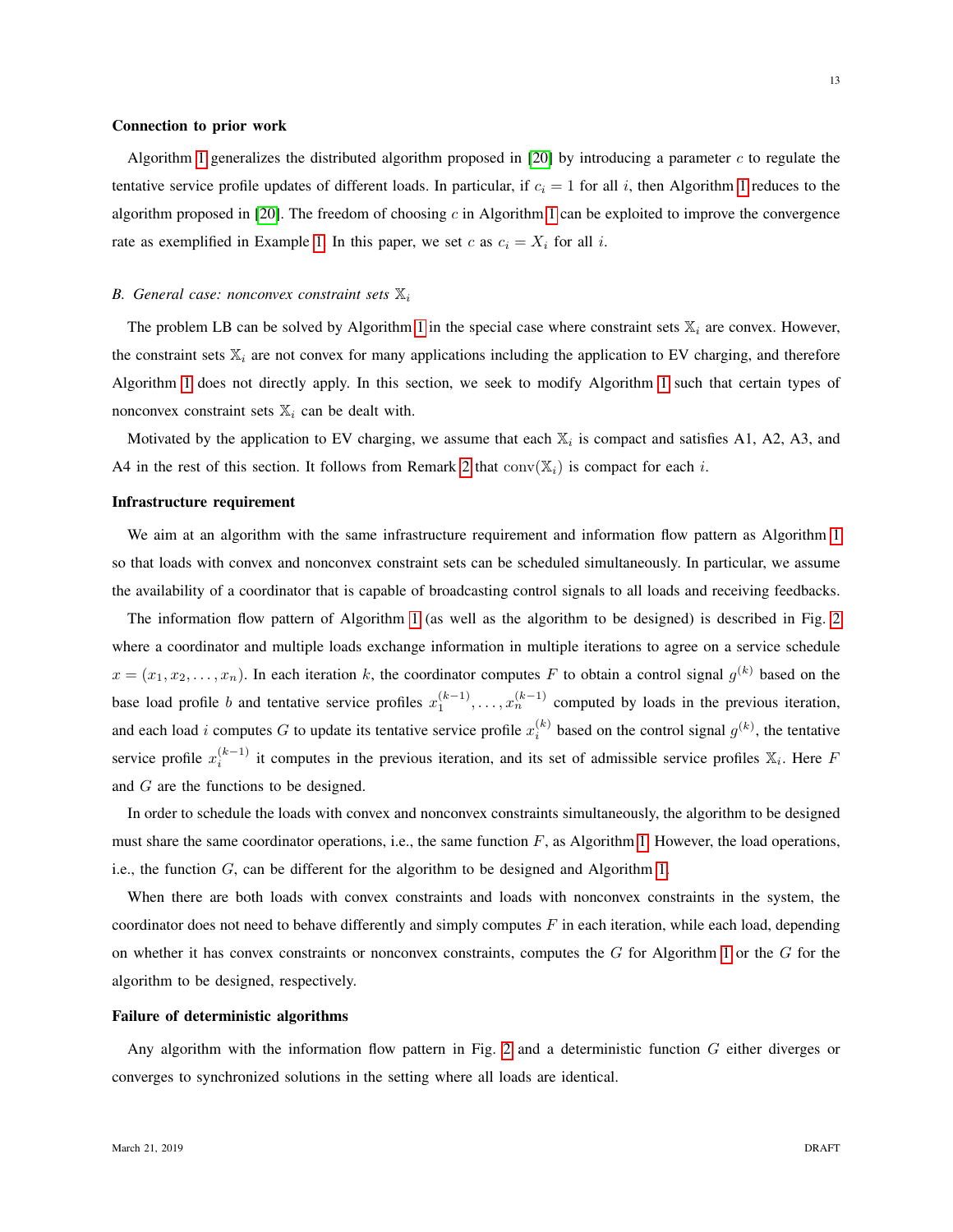**Connection to prior work**

Algorithm 1 generalizes the distributed algorithm proposed in [20] by introducing a parameter $c$ to regulate the tentative service profile updates of different loads. In particular, if $c_i = 1$ for all $i$, then Algorithm 1 reduces to the algorithm proposed in [20]. The freedom of choosing $c$ in Algorithm 1 can be exploited to improve the convergence rate as exemplified in Example 1. In this paper, we set $c$ as $c_i = X_i$ for all $i$.

*B. General case: nonconvex constraint sets $\mathbb{X}_i$*

The problem LB can be solved by Algorithm 1 in the special case where constraint sets $\mathbb{X}_i$ are convex. However, the constraint sets $\mathbb{X}_i$ are not convex for many applications including the application to EV charging, and therefore Algorithm 1 does not directly apply. In this section, we seek to modify Algorithm 1 such that certain types of nonconvex constraint sets $\mathbb{X}_i$ can be dealt with.

Motivated by the application to EV charging, we assume that each $\mathbb{X}_i$ is compact and satisfies A1, A2, A3, and A4 in the rest of this section. It follows from Remark 2 that $\mathrm{conv}(\mathbb{X}_i)$ is compact for each $i$.

**Infrastructure requirement**

We aim at an algorithm with the same infrastructure requirement and information flow pattern as Algorithm 1 so that loads with convex and nonconvex constraint sets can be scheduled simultaneously. In particular, we assume the availability of a coordinator that is capable of broadcasting control signals to all loads and receiving feedbacks.

The information flow pattern of Algorithm 1 (as well as the algorithm to be designed) is described in Fig. 2 where a coordinator and multiple loads exchange information in multiple iterations to agree on a service schedule $x = (x_1, x_2, \ldots, x_n)$. In each iteration $k$, the coordinator computes $F$ to obtain a control signal $g^{(k)}$ based on the base load profile $b$ and tentative service profiles $x_1^{(k-1)}, \ldots, x_n^{(k-1)}$ computed by loads in the previous iteration, and each load $i$ computes $G$ to update its tentative service profile $x_i^{(k)}$ based on the control signal $g^{(k)}$, the tentative service profile $x_i^{(k-1)}$ it computes in the previous iteration, and its set of admissible service profiles $\mathbb{X}_i$. Here $F$ and $G$ are the functions to be designed.

In order to schedule the loads with convex and nonconvex constraints simultaneously, the algorithm to be designed must share the same coordinator operations, i.e., the same function $F$, as Algorithm 1. However, the load operations, i.e., the function $G$, can be different for the algorithm to be designed and Algorithm 1.

When there are both loads with convex constraints and loads with nonconvex constraints in the system, the coordinator does not need to behave differently and simply computes $F$ in each iteration, while each load, depending on whether it has convex constraints or nonconvex constraints, computes the $G$ for Algorithm 1 or the $G$ for the algorithm to be designed, respectively.

**Failure of deterministic algorithms**

Any algorithm with the information flow pattern in Fig. 2 and a deterministic function $G$ either diverges or converges to synchronized solutions in the setting where all loads are identical.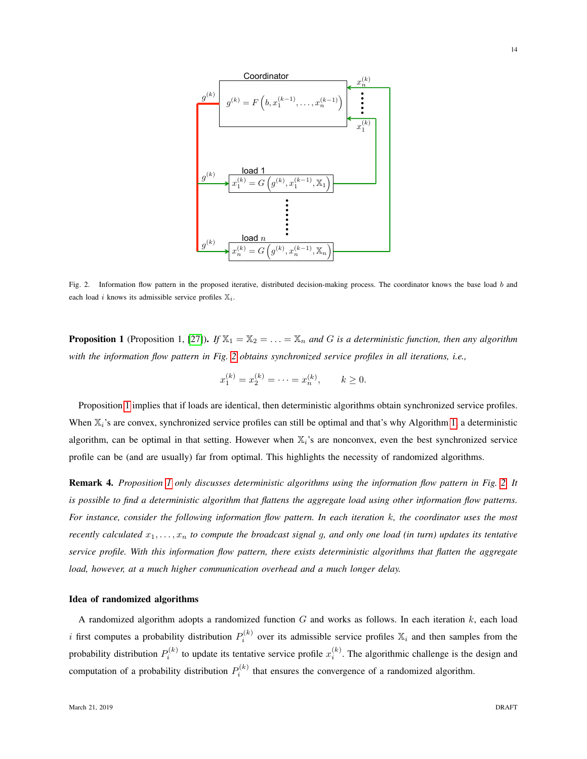Fig. 2. Information flow pattern in the proposed iterative, distributed decision-making process. The coordinator knows the base load $b$ and each load $i$ knows its admissible service profiles $\mathbb{X}_i$.

**Proposition 1** (Proposition 1, [27]). *If $\mathbb{X}_1 = \mathbb{X}_2 = \ldots = \mathbb{X}_n$ and $G$ is a deterministic function, then any algorithm with the information flow pattern in Fig. 2 obtains synchronized service profiles in all iterations, i.e.,*

$$x_1^{(k)} = x_2^{(k)} = \cdots = x_n^{(k)}, \qquad k \geq 0.$$

Proposition 1 implies that if loads are identical, then deterministic algorithms obtain synchronized service profiles. When $\mathbb{X}_i$'s are convex, synchronized service profiles can still be optimal and that's why Algorithm 1, a deterministic algorithm, can be optimal in that setting. However when $\mathbb{X}_i$'s are nonconvex, even the best synchronized service profile can be (and are usually) far from optimal. This highlights the necessity of randomized algorithms.

**Remark 4.** *Proposition 1 only discusses deterministic algorithms using the information flow pattern in Fig. 2. It is possible to find a deterministic algorithm that flattens the aggregate load using other information flow patterns. For instance, consider the following information flow pattern. In each iteration $k$, the coordinator uses the most recently calculated $x_1, \ldots, x_n$ to compute the broadcast signal $g$, and only one load (in turn) updates its tentative service profile. With this information flow pattern, there exists deterministic algorithms that flatten the aggregate load, however, at a much higher communication overhead and a much longer delay.*

### Idea of randomized algorithms

A randomized algorithm adopts a randomized function $G$ and works as follows. In each iteration $k$, each load $i$ first computes a probability distribution $P_i^{(k)}$ over its admissible service profiles $\mathbb{X}_i$ and then samples from the probability distribution $P_i^{(k)}$ to update its tentative service profile $x_i^{(k)}$. The algorithmic challenge is the design and computation of a probability distribution $P_i^{(k)}$ that ensures the convergence of a randomized algorithm.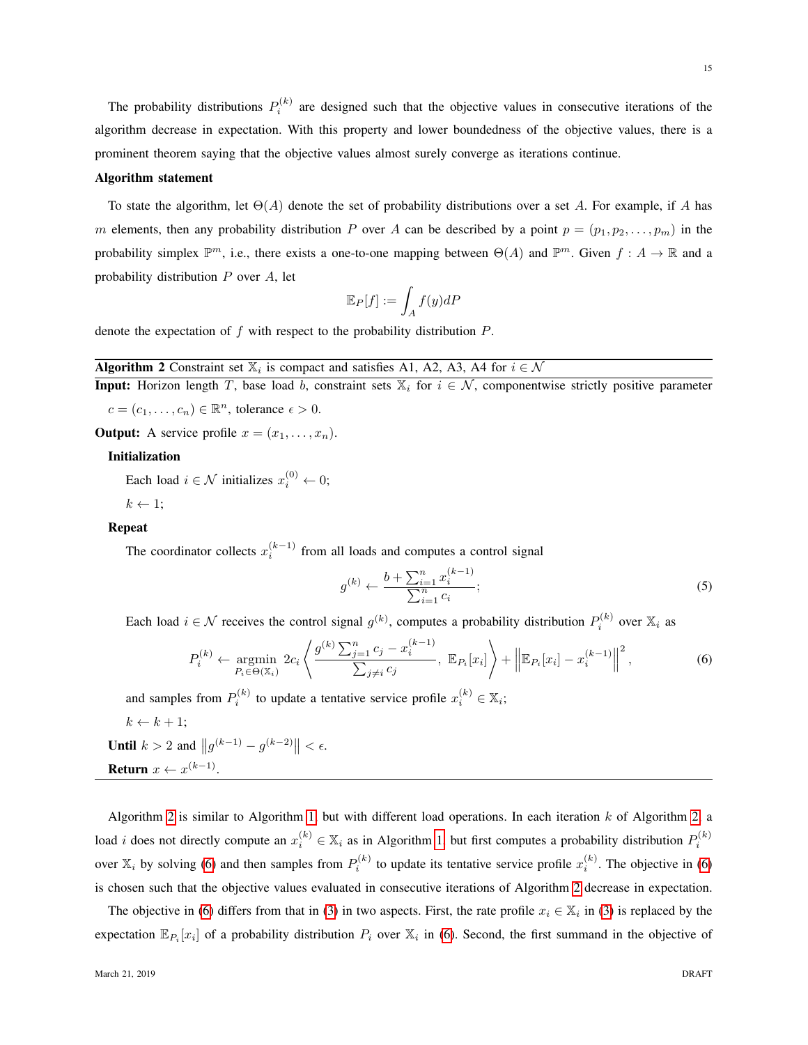The probability distributions $P_i^{(k)}$ are designed such that the objective values in consecutive iterations of the algorithm decrease in expectation. With this property and lower boundedness of the objective values, there is a prominent theorem saying that the objective values almost surely converge as iterations continue.

**Algorithm statement**

To state the algorithm, let $\Theta(A)$ denote the set of probability distributions over a set $A$. For example, if $A$ has $m$ elements, then any probability distribution $P$ over $A$ can be described by a point $p = (p_1, p_2, \ldots, p_m)$ in the probability simplex $\mathbb{P}^m$, i.e., there exists a one-to-one mapping between $\Theta(A)$ and $\mathbb{P}^m$. Given $f : A \to \mathbb{R}$ and a probability distribution $P$ over $A$, let

$$\mathbb{E}_P[f] := \int_A f(y) dP$$

denote the expectation of $f$ with respect to the probability distribution $P$.

---

**Algorithm 2** Constraint set $\mathbb{X}_i$ is compact and satisfies A1, A2, A3, A4 for $i \in \mathcal{N}$

---

**Input:** Horizon length $T$, base load $b$, constraint sets $\mathbb{X}_i$ for $i \in \mathcal{N}$, componentwise strictly positive parameter $c = (c_1, \ldots, c_n) \in \mathbb{R}^n$, tolerance $\epsilon > 0$.

**Output:** A service profile $x = (x_1, \ldots, x_n)$.

**Initialization**

Each load $i \in \mathcal{N}$ initializes $x_i^{(0)} \leftarrow 0$;

$k \leftarrow 1$;

**Repeat**

The coordinator collects $x_i^{(k-1)}$ from all loads and computes a control signal

$$g^{(k)} \leftarrow \frac{b + \sum_{i=1}^n x_i^{(k-1)}}{\sum_{i=1}^n c_i}; \tag{5}$$

Each load $i \in \mathcal{N}$ receives the control signal $g^{(k)}$, computes a probability distribution $P_i^{(k)}$ over $\mathbb{X}_i$ as

$$P_i^{(k)} \leftarrow \underset{P_i \in \Theta(\mathbb{X}_i)}{\operatorname{argmin}} \; 2c_i \left\langle \frac{g^{(k)} \sum_{j=1}^n c_j - x_i^{(k-1)}}{\sum_{j \neq i} c_j}, \; \mathbb{E}_{P_i}[x_i] \right\rangle + \left\| \mathbb{E}_{P_i}[x_i] - x_i^{(k-1)} \right\|^2, \tag{6}$$

and samples from $P_i^{(k)}$ to update a tentative service profile $x_i^{(k)} \in \mathbb{X}_i$;

$k \leftarrow k + 1$;

**Until** $k > 2$ and $\left\| g^{(k-1)} - g^{(k-2)} \right\| < \epsilon$.

**Return** $x \leftarrow x^{(k-1)}$.

---

Algorithm 2 is similar to Algorithm 1 but with different load operations. In each iteration $k$ of Algorithm 2, a load $i$ does not directly compute an $x_i^{(k)} \in \mathbb{X}_i$ as in Algorithm 1 but first computes a probability distribution $P_i^{(k)}$ over $\mathbb{X}_i$ by solving (6) and then samples from $P_i^{(k)}$ to update its tentative service profile $x_i^{(k)}$. The objective in (6) is chosen such that the objective values evaluated in consecutive iterations of Algorithm 2 decrease in expectation.

The objective in (6) differs from that in (3) in two aspects. First, the rate profile $x_i \in \mathbb{X}_i$ in (3) is replaced by the expectation $\mathbb{E}_{P_i}[x_i]$ of a probability distribution $P_i$ over $\mathbb{X}_i$ in (6). Second, the first summand in the objective of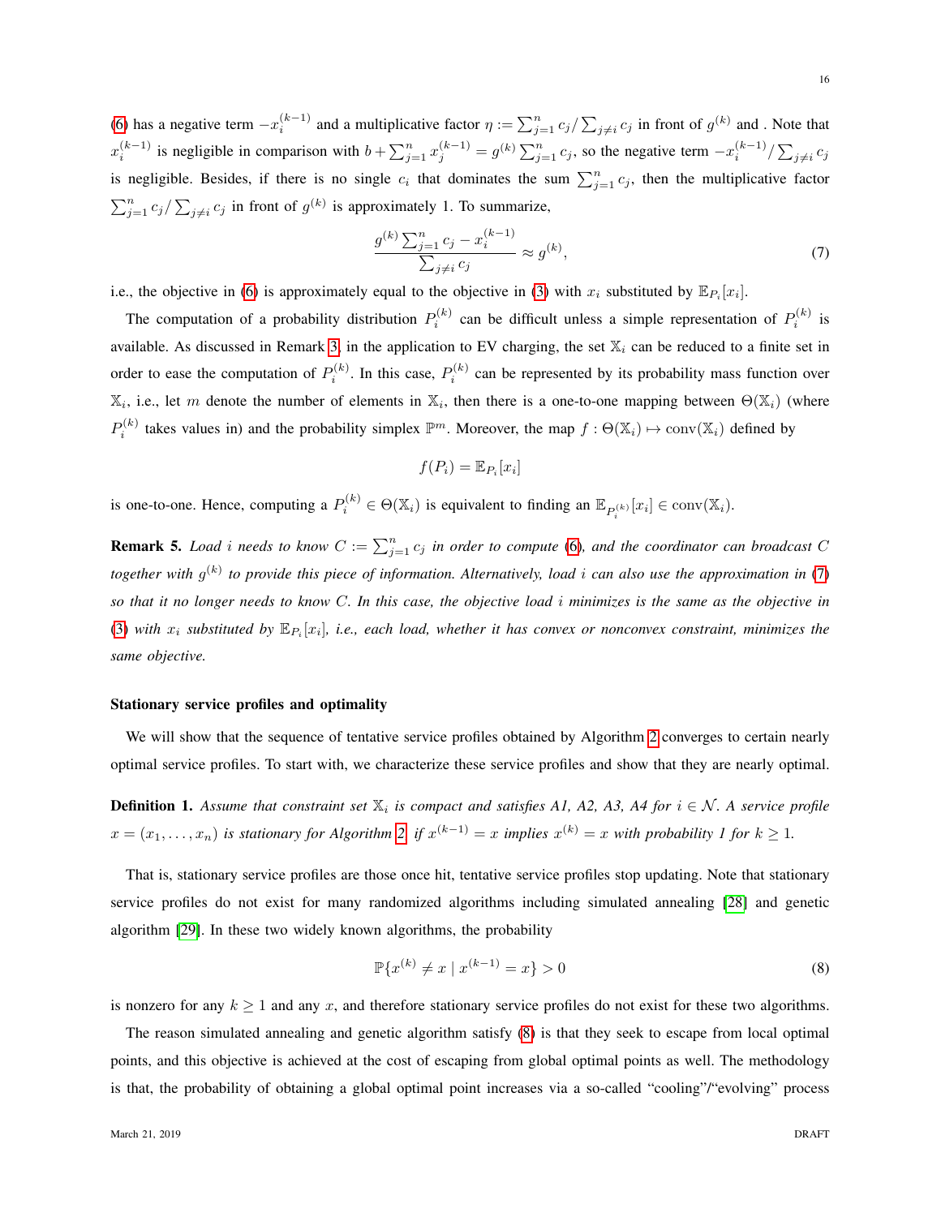(6) has a negative term $-x_i^{(k-1)}$ and a multiplicative factor $\eta := \sum_{j=1}^n c_j / \sum_{j \neq i} c_j$ in front of $g^{(k)}$ and . Note that $x_i^{(k-1)}$ is negligible in comparison with $b + \sum_{j=1}^n x_j^{(k-1)} = g^{(k)} \sum_{j=1}^n c_j$, so the negative term $-x_i^{(k-1)} / \sum_{j \neq i} c_j$ is negligible. Besides, if there is no single $c_i$ that dominates the sum $\sum_{j=1}^n c_j$, then the multiplicative factor $\sum_{j=1}^n c_j / \sum_{j \neq i} c_j$ in front of $g^{(k)}$ is approximately 1. To summarize,

$$\frac{g^{(k)} \sum_{j=1}^n c_j - x_i^{(k-1)}}{\sum_{j \neq i} c_j} \approx g^{(k)}, \tag{7}$$

i.e., the objective in (6) is approximately equal to the objective in (3) with $x_i$ substituted by $\mathbb{E}_{P_i}[x_i]$.

The computation of a probability distribution $P_i^{(k)}$ can be difficult unless a simple representation of $P_i^{(k)}$ is available. As discussed in Remark 3, in the application to EV charging, the set $\mathbb{X}_i$ can be reduced to a finite set in order to ease the computation of $P_i^{(k)}$. In this case, $P_i^{(k)}$ can be represented by its probability mass function over $\mathbb{X}_i$, i.e., let $m$ denote the number of elements in $\mathbb{X}_i$, then there is a one-to-one mapping between $\Theta(\mathbb{X}_i)$ (where $P_i^{(k)}$ takes values in) and the probability simplex $\mathbb{P}^m$. Moreover, the map $f : \Theta(\mathbb{X}_i) \mapsto \text{conv}(\mathbb{X}_i)$ defined by

$$f(P_i) = \mathbb{E}_{P_i}[x_i]$$

is one-to-one. Hence, computing a $P_i^{(k)} \in \Theta(\mathbb{X}_i)$ is equivalent to finding an $\mathbb{E}_{P_i^{(k)}}[x_i] \in \text{conv}(\mathbb{X}_i)$.

**Remark 5.** *Load $i$ needs to know $C := \sum_{j=1}^n c_j$ in order to compute (6), and the coordinator can broadcast $C$ together with $g^{(k)}$ to provide this piece of information. Alternatively, load $i$ can also use the approximation in (7) so that it no longer needs to know $C$. In this case, the objective load $i$ minimizes is the same as the objective in (3) with $x_i$ substituted by $\mathbb{E}_{P_i}[x_i]$, i.e., each load, whether it has convex or nonconvex constraint, minimizes the same objective.*

### Stationary service profiles and optimality

We will show that the sequence of tentative service profiles obtained by Algorithm 2 converges to certain nearly optimal service profiles. To start with, we characterize these service profiles and show that they are nearly optimal.

**Definition 1.** *Assume that constraint set $\mathbb{X}_i$ is compact and satisfies A1, A2, A3, A4 for $i \in \mathcal{N}$. A service profile $x = (x_1, \ldots, x_n)$ is stationary for Algorithm 2 if $x^{(k-1)} = x$ implies $x^{(k)} = x$ with probability 1 for $k \geq 1$.*

That is, stationary service profiles are those once hit, tentative service profiles stop updating. Note that stationary service profiles do not exist for many randomized algorithms including simulated annealing [28] and genetic algorithm [29]. In these two widely known algorithms, the probability

$$\mathbb{P}\{x^{(k)} \neq x \mid x^{(k-1)} = x\} > 0 \tag{8}$$

is nonzero for any $k \geq 1$ and any $x$, and therefore stationary service profiles do not exist for these two algorithms.

The reason simulated annealing and genetic algorithm satisfy (8) is that they seek to escape from local optimal points, and this objective is achieved at the cost of escaping from global optimal points as well. The methodology is that, the probability of obtaining a global optimal point increases via a so-called "cooling"/"evolving" process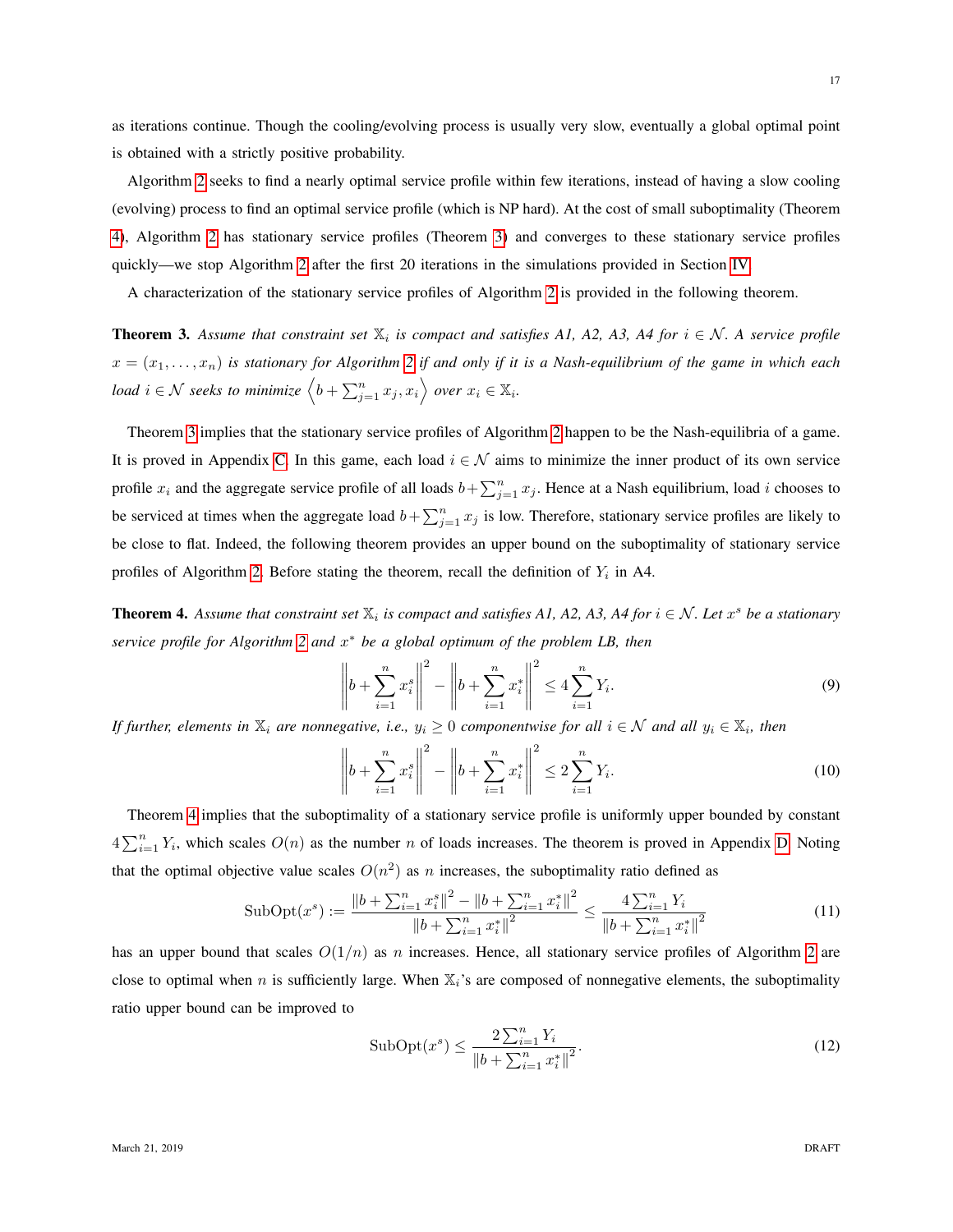as iterations continue. Though the cooling/evolving process is usually very slow, eventually a global optimal point is obtained with a strictly positive probability.

Algorithm 2 seeks to find a nearly optimal service profile within few iterations, instead of having a slow cooling (evolving) process to find an optimal service profile (which is NP hard). At the cost of small suboptimality (Theorem 4), Algorithm 2 has stationary service profiles (Theorem 3) and converges to these stationary service profiles quickly—we stop Algorithm 2 after the first 20 iterations in the simulations provided in Section IV.

A characterization of the stationary service profiles of Algorithm 2 is provided in the following theorem.

**Theorem 3.** *Assume that constraint set $\mathbb{X}_i$ is compact and satisfies A1, A2, A3, A4 for $i \in \mathcal{N}$. A service profile $x = (x_1, \ldots, x_n)$ is stationary for Algorithm 2 if and only if it is a Nash-equilibrium of the game in which each load $i \in \mathcal{N}$ seeks to minimize $\left\langle b + \sum_{j=1}^n x_j, x_i \right\rangle$ over $x_i \in \mathbb{X}_i$.*

Theorem 3 implies that the stationary service profiles of Algorithm 2 happen to be the Nash-equilibria of a game. It is proved in Appendix C. In this game, each load $i \in \mathcal{N}$ aims to minimize the inner product of its own service profile $x_i$ and the aggregate service profile of all loads $b + \sum_{j=1}^n x_j$. Hence at a Nash equilibrium, load $i$ chooses to be serviced at times when the aggregate load $b + \sum_{j=1}^n x_j$ is low. Therefore, stationary service profiles are likely to be close to flat. Indeed, the following theorem provides an upper bound on the suboptimality of stationary service profiles of Algorithm 2. Before stating the theorem, recall the definition of $Y_i$ in A4.

**Theorem 4.** *Assume that constraint set $\mathbb{X}_i$ is compact and satisfies A1, A2, A3, A4 for $i \in \mathcal{N}$. Let $x^s$ be a stationary service profile for Algorithm 2 and $x^*$ be a global optimum of the problem LB, then*

$$\left\| b + \sum_{i=1}^n x_i^s \right\|^2 - \left\| b + \sum_{i=1}^n x_i^* \right\|^2 \le 4 \sum_{i=1}^n Y_i. \tag{9}$$

*If further, elements in $\mathbb{X}_i$ are nonnegative, i.e., $y_i \ge 0$ componentwise for all $i \in \mathcal{N}$ and all $y_i \in \mathbb{X}_i$, then*

$$\left\| b + \sum_{i=1}^n x_i^s \right\|^2 - \left\| b + \sum_{i=1}^n x_i^* \right\|^2 \le 2 \sum_{i=1}^n Y_i. \tag{10}$$

Theorem 4 implies that the suboptimality of a stationary service profile is uniformly upper bounded by constant $4\sum_{i=1}^n Y_i$, which scales $O(n)$ as the number $n$ of loads increases. The theorem is proved in Appendix D. Noting that the optimal objective value scales $O(n^2)$ as $n$ increases, the suboptimality ratio defined as

$$\mathrm{SubOpt}(x^s) := \frac{\|b + \sum_{i=1}^n x_i^s\|^2 - \|b + \sum_{i=1}^n x_i^*\|^2}{\|b + \sum_{i=1}^n x_i^*\|^2} \le \frac{4\sum_{i=1}^n Y_i}{\|b + \sum_{i=1}^n x_i^*\|^2} \tag{11}$$

has an upper bound that scales $O(1/n)$ as $n$ increases. Hence, all stationary service profiles of Algorithm 2 are close to optimal when $n$ is sufficiently large. When $\mathbb{X}_i$'s are composed of nonnegative elements, the suboptimality ratio upper bound can be improved to

$$\mathrm{SubOpt}(x^s) \le \frac{2\sum_{i=1}^n Y_i}{\|b + \sum_{i=1}^n x_i^*\|^2}. \tag{12}$$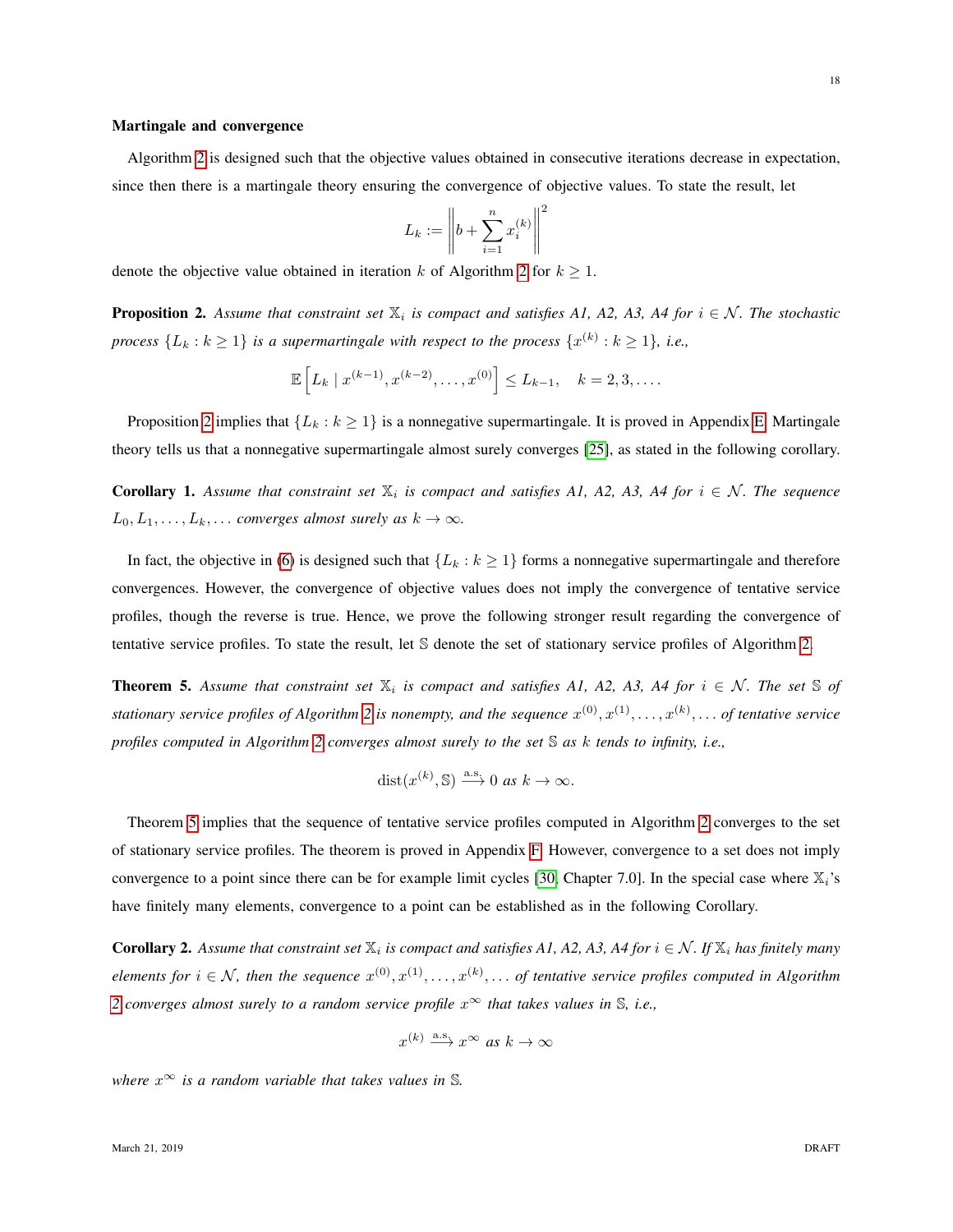**Martingale and convergence**

Algorithm 2 is designed such that the objective values obtained in consecutive iterations decrease in expectation, since then there is a martingale theory ensuring the convergence of objective values. To state the result, let

$$L_k := \left\| b + \sum_{i=1}^{n} x_i^{(k)} \right\|^2$$

denote the objective value obtained in iteration $k$ of Algorithm 2 for $k \geq 1$.

**Proposition 2.** *Assume that constraint set $\mathbb{X}_i$ is compact and satisfies A1, A2, A3, A4 for $i \in \mathcal{N}$. The stochastic process $\{L_k : k \geq 1\}$ is a supermartingale with respect to the process $\{x^{(k)} : k \geq 1\}$, i.e.,*

$$\mathbb{E}\left[ L_k \mid x^{(k-1)}, x^{(k-2)}, \ldots, x^{(0)} \right] \leq L_{k-1}, \quad k = 2, 3, \ldots.$$

Proposition 2 implies that $\{L_k : k \geq 1\}$ is a nonnegative supermartingale. It is proved in Appendix E. Martingale theory tells us that a nonnegative supermartingale almost surely converges [25], as stated in the following corollary.

**Corollary 1.** *Assume that constraint set $\mathbb{X}_i$ is compact and satisfies A1, A2, A3, A4 for $i \in \mathcal{N}$. The sequence $L_0, L_1, \ldots, L_k, \ldots$ converges almost surely as $k \to \infty$.*

In fact, the objective in (6) is designed such that $\{L_k : k \geq 1\}$ forms a nonnegative supermartingale and therefore convergences. However, the convergence of objective values does not imply the convergence of tentative service profiles, though the reverse is true. Hence, we prove the following stronger result regarding the convergence of tentative service profiles. To state the result, let $\mathbb{S}$ denote the set of stationary service profiles of Algorithm 2.

**Theorem 5.** *Assume that constraint set $\mathbb{X}_i$ is compact and satisfies A1, A2, A3, A4 for $i \in \mathcal{N}$. The set $\mathbb{S}$ of stationary service profiles of Algorithm 2 is nonempty, and the sequence $x^{(0)}, x^{(1)}, \ldots, x^{(k)}, \ldots$ of tentative service profiles computed in Algorithm 2 converges almost surely to the set $\mathbb{S}$ as $k$ tends to infinity, i.e.,*

$$\operatorname{dist}(x^{(k)}, \mathbb{S}) \xrightarrow{\text{a.s.}} 0 \text{ as } k \to \infty.$$

Theorem 5 implies that the sequence of tentative service profiles computed in Algorithm 2 converges to the set of stationary service profiles. The theorem is proved in Appendix F. However, convergence to a set does not imply convergence to a point since there can be for example limit cycles [30, Chapter 7.0]. In the special case where $\mathbb{X}_i$'s have finitely many elements, convergence to a point can be established as in the following Corollary.

**Corollary 2.** *Assume that constraint set $\mathbb{X}_i$ is compact and satisfies A1, A2, A3, A4 for $i \in \mathcal{N}$. If $\mathbb{X}_i$ has finitely many elements for $i \in \mathcal{N}$, then the sequence $x^{(0)}, x^{(1)}, \ldots, x^{(k)}, \ldots$ of tentative service profiles computed in Algorithm 2 converges almost surely to a random service profile $x^{\infty}$ that takes values in $\mathbb{S}$, i.e.,*

$$x^{(k)} \xrightarrow{\text{a.s.}} x^{\infty} \text{ as } k \to \infty$$

*where $x^{\infty}$ is a random variable that takes values in $\mathbb{S}$.*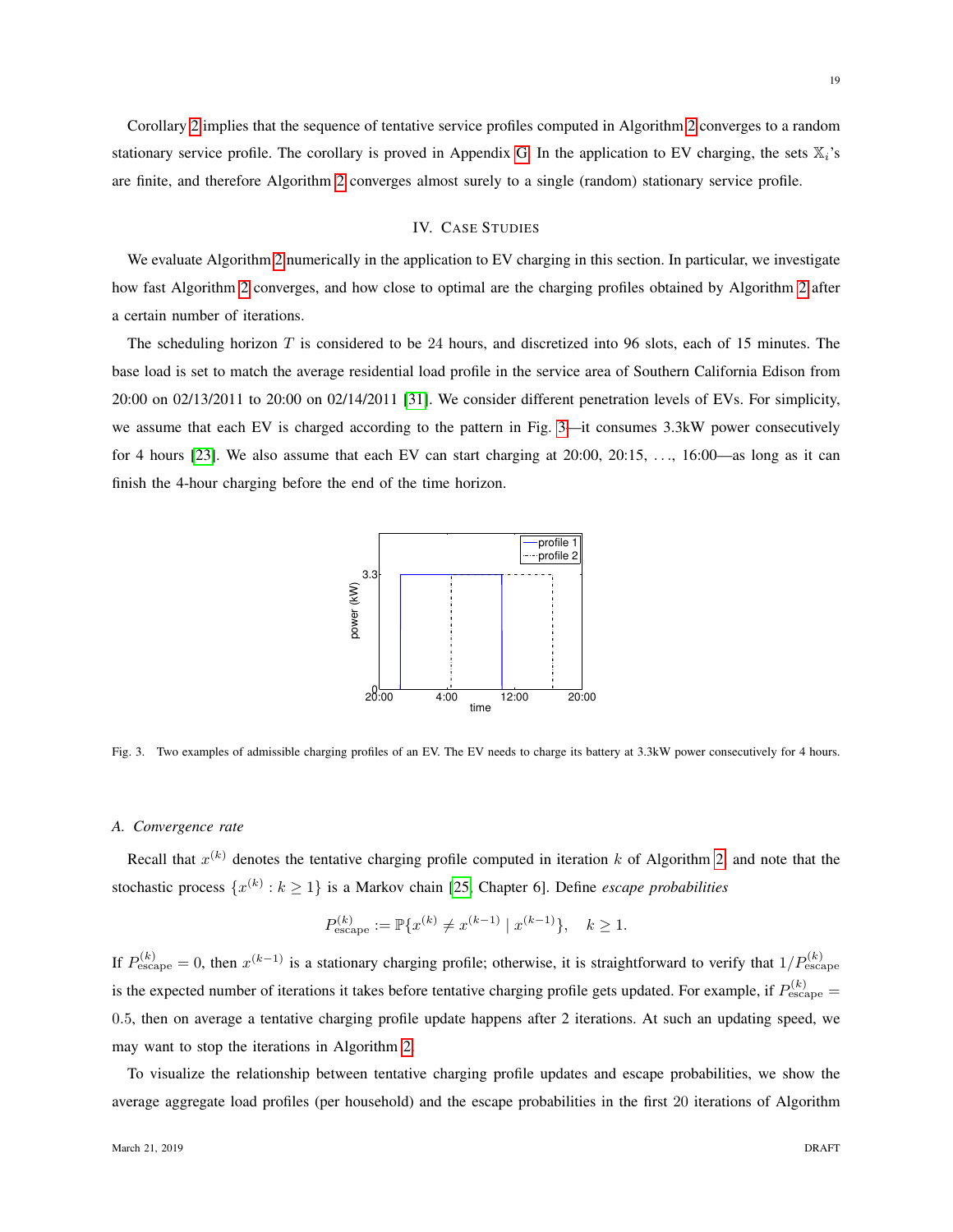Corollary 2 implies that the sequence of tentative service profiles computed in Algorithm 2 converges to a random stationary service profile. The corollary is proved in Appendix G. In the application to EV charging, the sets $\mathbb{X}_i$'s are finite, and therefore Algorithm 2 converges almost surely to a single (random) stationary service profile.

## IV. Case Studies

We evaluate Algorithm 2 numerically in the application to EV charging in this section. In particular, we investigate how fast Algorithm 2 converges, and how close to optimal are the charging profiles obtained by Algorithm 2 after a certain number of iterations.

The scheduling horizon $T$ is considered to be 24 hours, and discretized into 96 slots, each of 15 minutes. The base load is set to match the average residential load profile in the service area of Southern California Edison from 20:00 on 02/13/2011 to 20:00 on 02/14/2011 [31]. We consider different penetration levels of EVs. For simplicity, we assume that each EV is charged according to the pattern in Fig. 3—it consumes 3.3kW power consecutively for 4 hours [23]. We also assume that each EV can start charging at 20:00, 20:15, ..., 16:00—as long as it can finish the 4-hour charging before the end of the time horizon.

Fig. 3. Two examples of admissible charging profiles of an EV. The EV needs to charge its battery at 3.3kW power consecutively for 4 hours.

### A. Convergence rate

Recall that $x^{(k)}$ denotes the tentative charging profile computed in iteration $k$ of Algorithm 2, and note that the stochastic process $\{x^{(k)} : k \geq 1\}$ is a Markov chain [25, Chapter 6]. Define *escape probabilities*

$$P_{\text{escape}}^{(k)} := \mathbb{P}\{x^{(k)} \neq x^{(k-1)} \mid x^{(k-1)}\}, \quad k \geq 1.$$

If $P_{\text{escape}}^{(k)} = 0$, then $x^{(k-1)}$ is a stationary charging profile; otherwise, it is straightforward to verify that $1/P_{\text{escape}}^{(k)}$ is the expected number of iterations it takes before tentative charging profile gets updated. For example, if $P_{\text{escape}}^{(k)} = 0.5$, then on average a tentative charging profile update happens after 2 iterations. At such an updating speed, we may want to stop the iterations in Algorithm 2.

To visualize the relationship between tentative charging profile updates and escape probabilities, we show the average aggregate load profiles (per household) and the escape probabilities in the first 20 iterations of Algorithm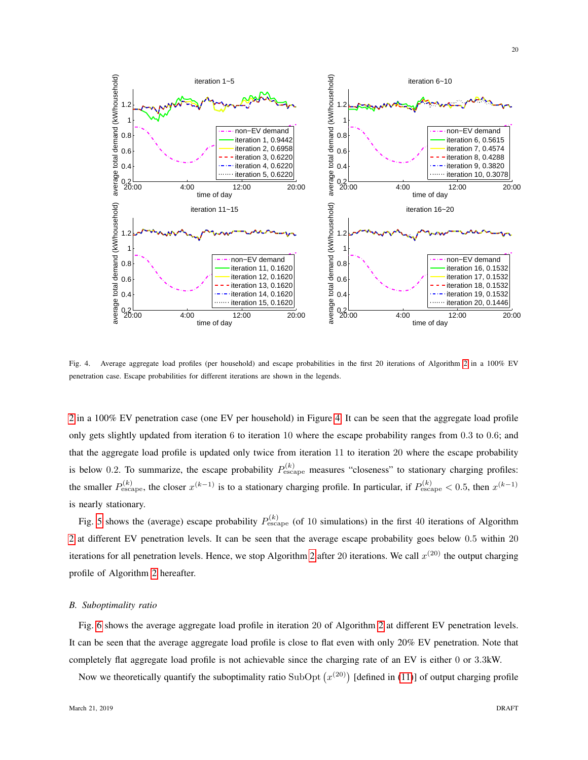Fig. 4. Average aggregate load profiles (per household) and escape probabilities in the first 20 iterations of Algorithm 2 in a 100% EV penetration case. Escape probabilities for different iterations are shown in the legends.

2 in a 100% EV penetration case (one EV per household) in Figure 4. It can be seen that the aggregate load profile only gets slightly updated from iteration 6 to iteration 10 where the escape probability ranges from 0.3 to 0.6; and that the aggregate load profile is updated only twice from iteration 11 to iteration 20 where the escape probability is below 0.2. To summarize, the escape probability $P^{(k)}_{\text{escape}}$ measures "closeness" to stationary charging profiles: the smaller $P^{(k)}_{\text{escape}}$, the closer $x^{(k-1)}$ is to a stationary charging profile. In particular, if $P^{(k)}_{\text{escape}} < 0.5$, then $x^{(k-1)}$ is nearly stationary.

Fig. 5 shows the (average) escape probability $P^{(k)}_{\text{escape}}$ (of 10 simulations) in the first 40 iterations of Algorithm 2 at different EV penetration levels. It can be seen that the average escape probability goes below 0.5 within 20 iterations for all penetration levels. Hence, we stop Algorithm 2 after 20 iterations. We call $x^{(20)}$ the output charging profile of Algorithm 2 hereafter.

### *B. Suboptimality ratio*

Fig. 6 shows the average aggregate load profile in iteration 20 of Algorithm 2 at different EV penetration levels. It can be seen that the average aggregate load profile is close to flat even with only 20% EV penetration. Note that completely flat aggregate load profile is not achievable since the charging rate of an EV is either 0 or 3.3kW.

Now we theoretically quantify the suboptimality ratio $\text{SubOpt}\left(x^{(20)}\right)$ [defined in (11)] of output charging profile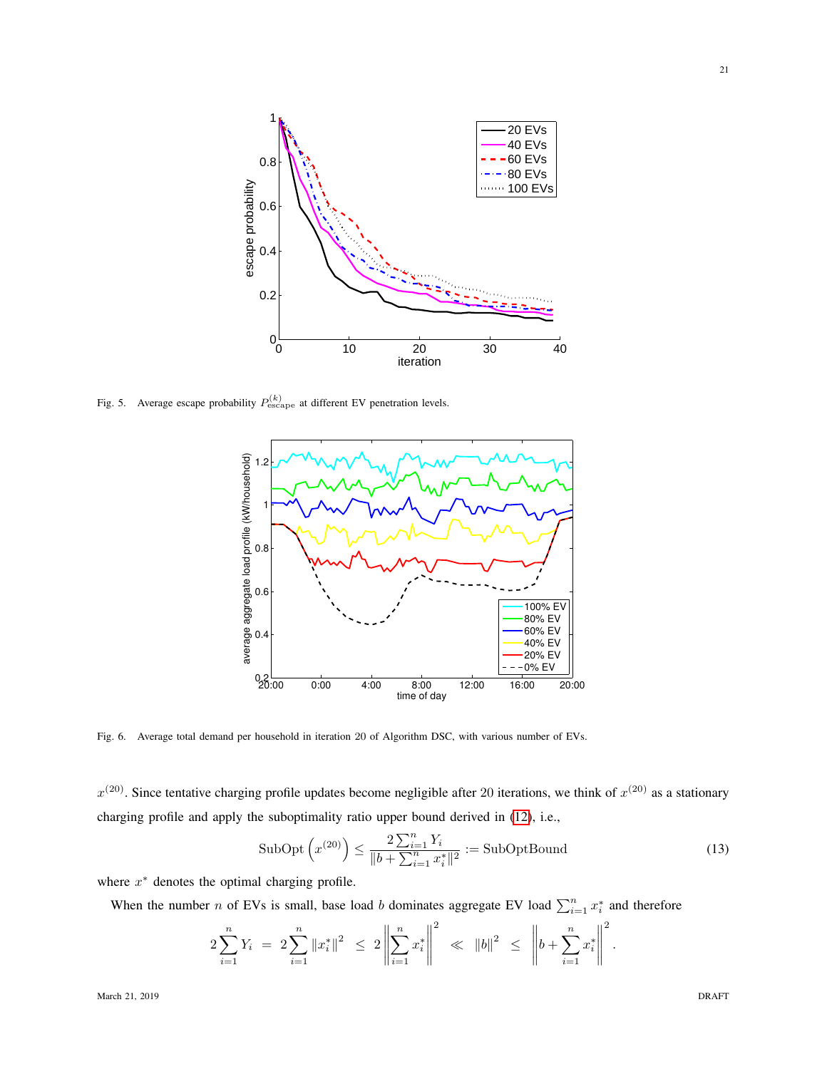Fig. 5. Average escape probability $P_{\text{escape}}^{(k)}$ at different EV penetration levels.

Fig. 6. Average total demand per household in iteration 20 of Algorithm DSC, with various number of EVs.

$x^{(20)}$. Since tentative charging profile updates become negligible after 20 iterations, we think of $x^{(20)}$ as a stationary charging profile and apply the suboptimality ratio upper bound derived in (12), i.e.,

$$\text{SubOpt}\left(x^{(20)}\right) \leq \frac{2\sum_{i=1}^{n} Y_i}{\|b + \sum_{i=1}^{n} x_i^*\|^2} := \text{SubOptBound} \tag{13}$$

where $x^*$ denotes the optimal charging profile.

When the number $n$ of EVs is small, base load $b$ dominates aggregate EV load $\sum_{i=1}^{n} x_i^*$ and therefore

$$2\sum_{i=1}^{n} Y_i \;=\; 2\sum_{i=1}^{n} \|x_i^*\|^2 \;\leq\; 2\left\|\sum_{i=1}^{n} x_i^*\right\|^2 \;\ll\; \|b\|^2 \;\leq\; \left\|b + \sum_{i=1}^{n} x_i^*\right\|^2.$$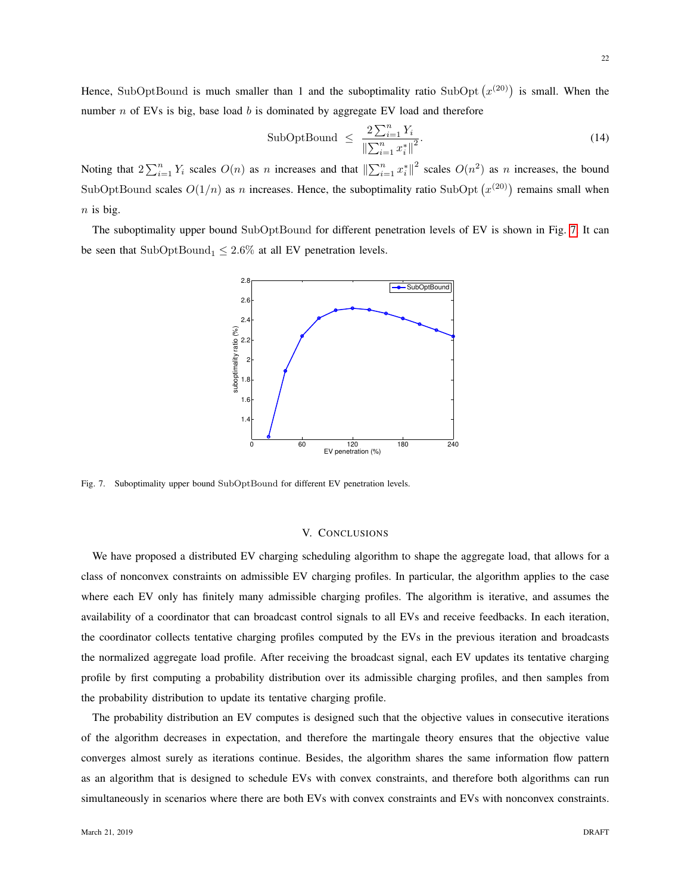Hence, SubOptBound is much smaller than 1 and the suboptimality ratio $\mathrm{SubOpt}\left(x^{(20)}\right)$ is small. When the number $n$ of EVs is big, base load $b$ is dominated by aggregate EV load and therefore

$$\mathrm{SubOptBound} \;\leq\; \frac{2\sum_{i=1}^{n} Y_i}{\left\|\sum_{i=1}^{n} x_i^*\right\|^2}. \tag{14}$$

Noting that $2\sum_{i=1}^{n} Y_i$ scales $O(n)$ as $n$ increases and that $\left\|\sum_{i=1}^{n} x_i^*\right\|^2$ scales $O(n^2)$ as $n$ increases, the bound SubOptBound scales $O(1/n)$ as $n$ increases. Hence, the suboptimality ratio $\mathrm{SubOpt}\left(x^{(20)}\right)$ remains small when $n$ is big.

The suboptimality upper bound SubOptBound for different penetration levels of EV is shown in Fig. 7. It can be seen that $\mathrm{SubOptBound}_1 \leq 2.6\%$ at all EV penetration levels.

Fig. 7. Suboptimality upper bound SubOptBound for different EV penetration levels.

## V. Conclusions

We have proposed a distributed EV charging scheduling algorithm to shape the aggregate load, that allows for a class of nonconvex constraints on admissible EV charging profiles. In particular, the algorithm applies to the case where each EV only has finitely many admissible charging profiles. The algorithm is iterative, and assumes the availability of a coordinator that can broadcast control signals to all EVs and receive feedbacks. In each iteration, the coordinator collects tentative charging profiles computed by the EVs in the previous iteration and broadcasts the normalized aggregate load profile. After receiving the broadcast signal, each EV updates its tentative charging profile by first computing a probability distribution over its admissible charging profiles, and then samples from the probability distribution to update its tentative charging profile.

The probability distribution an EV computes is designed such that the objective values in consecutive iterations of the algorithm decreases in expectation, and therefore the martingale theory ensures that the objective value converges almost surely as iterations continue. Besides, the algorithm shares the same information flow pattern as an algorithm that is designed to schedule EVs with convex constraints, and therefore both algorithms can run simultaneously in scenarios where there are both EVs with convex constraints and EVs with nonconvex constraints.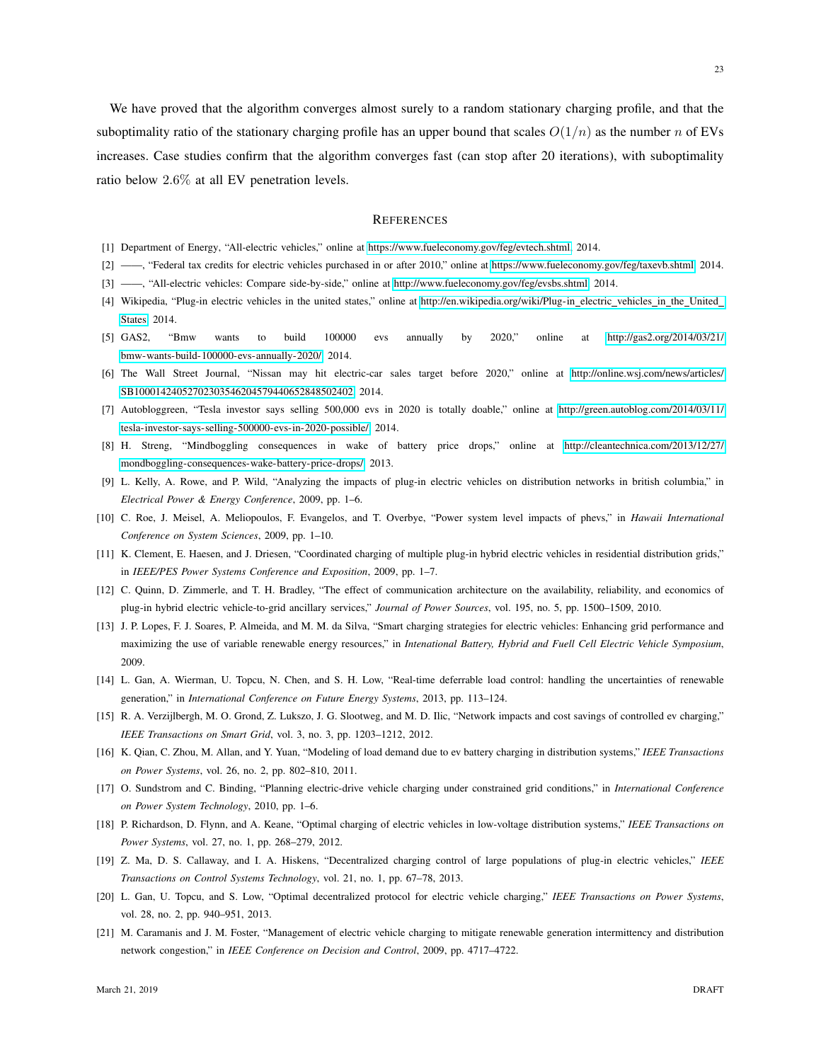We have proved that the algorithm converges almost surely to a random stationary charging profile, and that the suboptimality ratio of the stationary charging profile has an upper bound that scales $O(1/n)$ as the number $n$ of EVs increases. Case studies confirm that the algorithm converges fast (can stop after 20 iterations), with suboptimality ratio below $2.6\%$ at all EV penetration levels.

## REFERENCES

[1] Department of Energy, "All-electric vehicles," online at https://www.fueleconomy.gov/feg/evtech.shtml, 2014.

[2] ——, "Federal tax credits for electric vehicles purchased in or after 2010," online at https://www.fueleconomy.gov/feg/taxevb.shtml, 2014.

[3] ——, "All-electric vehicles: Compare side-by-side," online at http://www.fueleconomy.gov/feg/evsbs.shtml, 2014.

[4] Wikipedia, "Plug-in electric vehicles in the united states," online at http://en.wikipedia.org/wiki/Plug-in_electric_vehicles_in_the_United_States, 2014.

[5] GAS2, "Bmw wants to build 100000 evs annually by 2020," online at http://gas2.org/2014/03/21/bmw-wants-build-100000-evs-annually-2020/, 2014.

[6] The Wall Street Journal, "Nissan may hit electric-car sales target before 2020," online at http://online.wsj.com/news/articles/SB10001424052702303546204579440652848502402, 2014.

[7] Autobloggreen, "Tesla investor says selling 500,000 evs in 2020 is totally doable," online at http://green.autoblog.com/2014/03/11/tesla-investor-says-selling-500000-evs-in-2020-possible/, 2014.

[8] H. Streng, "Mindboggling consequences in wake of battery price drops," online at http://cleantechnica.com/2013/12/27/mondboggling-consequences-wake-battery-price-drops/, 2013.

[9] L. Kelly, A. Rowe, and P. Wild, "Analyzing the impacts of plug-in electric vehicles on distribution networks in british columbia," in *Electrical Power & Energy Conference*, 2009, pp. 1–6.

[10] C. Roe, J. Meisel, A. Meliopoulos, F. Evangelos, and T. Overbye, "Power system level impacts of phevs," in *Hawaii International Conference on System Sciences*, 2009, pp. 1–10.

[11] K. Clement, E. Haesen, and J. Driesen, "Coordinated charging of multiple plug-in hybrid electric vehicles in residential distribution grids," in *IEEE/PES Power Systems Conference and Exposition*, 2009, pp. 1–7.

[12] C. Quinn, D. Zimmerle, and T. H. Bradley, "The effect of communication architecture on the availability, reliability, and economics of plug-in hybrid electric vehicle-to-grid ancillary services," *Journal of Power Sources*, vol. 195, no. 5, pp. 1500–1509, 2010.

[13] J. P. Lopes, F. J. Soares, P. Almeida, and M. M. da Silva, "Smart charging strategies for electric vehicles: Enhancing grid performance and maximizing the use of variable renewable energy resources," in *Intenational Battery, Hybrid and Fuell Cell Electric Vehicle Symposium*, 2009.

[14] L. Gan, A. Wierman, U. Topcu, N. Chen, and S. H. Low, "Real-time deferrable load control: handling the uncertainties of renewable generation," in *International Conference on Future Energy Systems*, 2013, pp. 113–124.

[15] R. A. Verzijlbergh, M. O. Grond, Z. Lukszo, J. G. Slootweg, and M. D. Ilic, "Network impacts and cost savings of controlled ev charging," *IEEE Transactions on Smart Grid*, vol. 3, no. 3, pp. 1203–1212, 2012.

[16] K. Qian, C. Zhou, M. Allan, and Y. Yuan, "Modeling of load demand due to ev battery charging in distribution systems," *IEEE Transactions on Power Systems*, vol. 26, no. 2, pp. 802–810, 2011.

[17] O. Sundstrom and C. Binding, "Planning electric-drive vehicle charging under constrained grid conditions," in *International Conference on Power System Technology*, 2010, pp. 1–6.

[18] P. Richardson, D. Flynn, and A. Keane, "Optimal charging of electric vehicles in low-voltage distribution systems," *IEEE Transactions on Power Systems*, vol. 27, no. 1, pp. 268–279, 2012.

[19] Z. Ma, D. S. Callaway, and I. A. Hiskens, "Decentralized charging control of large populations of plug-in electric vehicles," *IEEE Transactions on Control Systems Technology*, vol. 21, no. 1, pp. 67–78, 2013.

[20] L. Gan, U. Topcu, and S. Low, "Optimal decentralized protocol for electric vehicle charging," *IEEE Transactions on Power Systems*, vol. 28, no. 2, pp. 940–951, 2013.

[21] M. Caramanis and J. M. Foster, "Management of electric vehicle charging to mitigate renewable generation intermittency and distribution network congestion," in *IEEE Conference on Decision and Control*, 2009, pp. 4717–4722.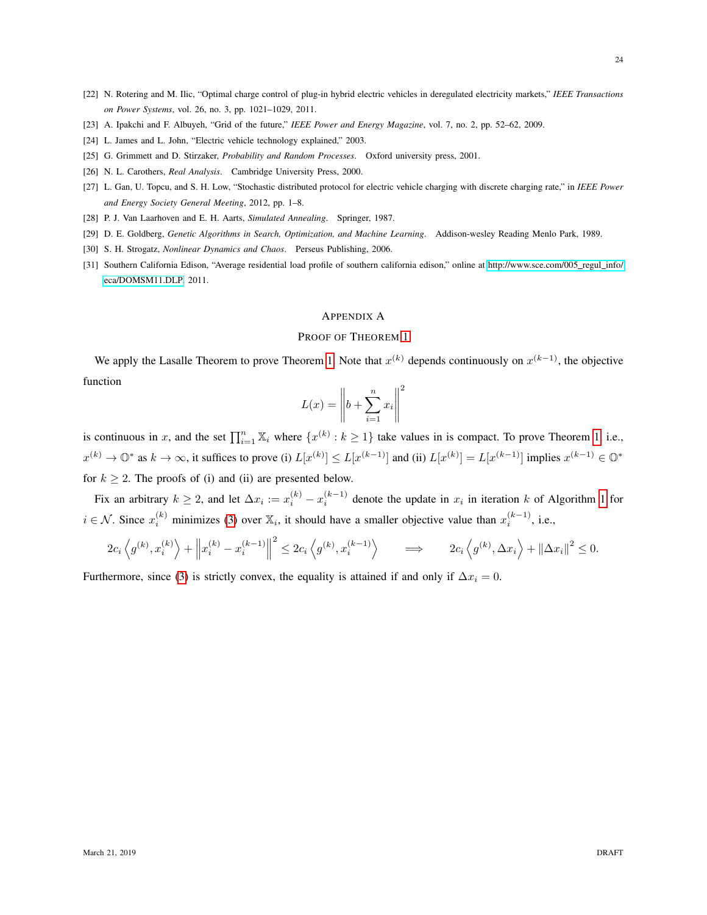[22] N. Rotering and M. Ilic, "Optimal charge control of plug-in hybrid electric vehicles in deregulated electricity markets," *IEEE Transactions on Power Systems*, vol. 26, no. 3, pp. 1021–1029, 2011.

[23] A. Ipakchi and F. Albuyeh, "Grid of the future," *IEEE Power and Energy Magazine*, vol. 7, no. 2, pp. 52–62, 2009.

[24] L. James and L. John, "Electric vehicle technology explained," 2003.

[25] G. Grimmett and D. Stirzaker, *Probability and Random Processes*. Oxford university press, 2001.

[26] N. L. Carothers, *Real Analysis*. Cambridge University Press, 2000.

[27] L. Gan, U. Topcu, and S. H. Low, "Stochastic distributed protocol for electric vehicle charging with discrete charging rate," in *IEEE Power and Energy Society General Meeting*, 2012, pp. 1–8.

[28] P. J. Van Laarhoven and E. H. Aarts, *Simulated Annealing*. Springer, 1987.

[29] D. E. Goldberg, *Genetic Algorithms in Search, Optimization, and Machine Learning*. Addison-wesley Reading Menlo Park, 1989.

[30] S. H. Strogatz, *Nonlinear Dynamics and Chaos*. Perseus Publishing, 2006.

[31] Southern California Edison, "Average residential load profile of southern california edison," online at http://www.sce.com/005_regul_info/eca/DOMSM11.DLP, 2011.

# Appendix A
## Proof of Theorem 1

We apply the Lasalle Theorem to prove Theorem 1. Note that $x^{(k)}$ depends continuously on $x^{(k-1)}$, the objective function

$$L(x) = \left\| b + \sum_{i=1}^{n} x_i \right\|^2$$

is continuous in $x$, and the set $\prod_{i=1}^{n} \mathbb{X}_i$ where $\{x^{(k)} : k \geq 1\}$ take values in is compact. To prove Theorem 1, i.e., $x^{(k)} \to \mathbb{O}^*$ as $k \to \infty$, it suffices to prove (i) $L[x^{(k)}] \leq L[x^{(k-1)}]$ and (ii) $L[x^{(k)}] = L[x^{(k-1)}]$ implies $x^{(k-1)} \in \mathbb{O}^*$ for $k \geq 2$. The proofs of (i) and (ii) are presented below.

Fix an arbitrary $k \geq 2$, and let $\Delta x_i := x_i^{(k)} - x_i^{(k-1)}$ denote the update in $x_i$ in iteration $k$ of Algorithm 1 for $i \in \mathcal{N}$. Since $x_i^{(k)}$ minimizes (3) over $\mathbb{X}_i$, it should have a smaller objective value than $x_i^{(k-1)}$, i.e.,

$$2c_i \left\langle g^{(k)}, x_i^{(k)} \right\rangle + \left\| x_i^{(k)} - x_i^{(k-1)} \right\|^2 \leq 2c_i \left\langle g^{(k)}, x_i^{(k-1)} \right\rangle \qquad \Longrightarrow \qquad 2c_i \left\langle g^{(k)}, \Delta x_i \right\rangle + \|\Delta x_i\|^2 \leq 0.$$

Furthermore, since (3) is strictly convex, the equality is attained if and only if $\Delta x_i = 0$.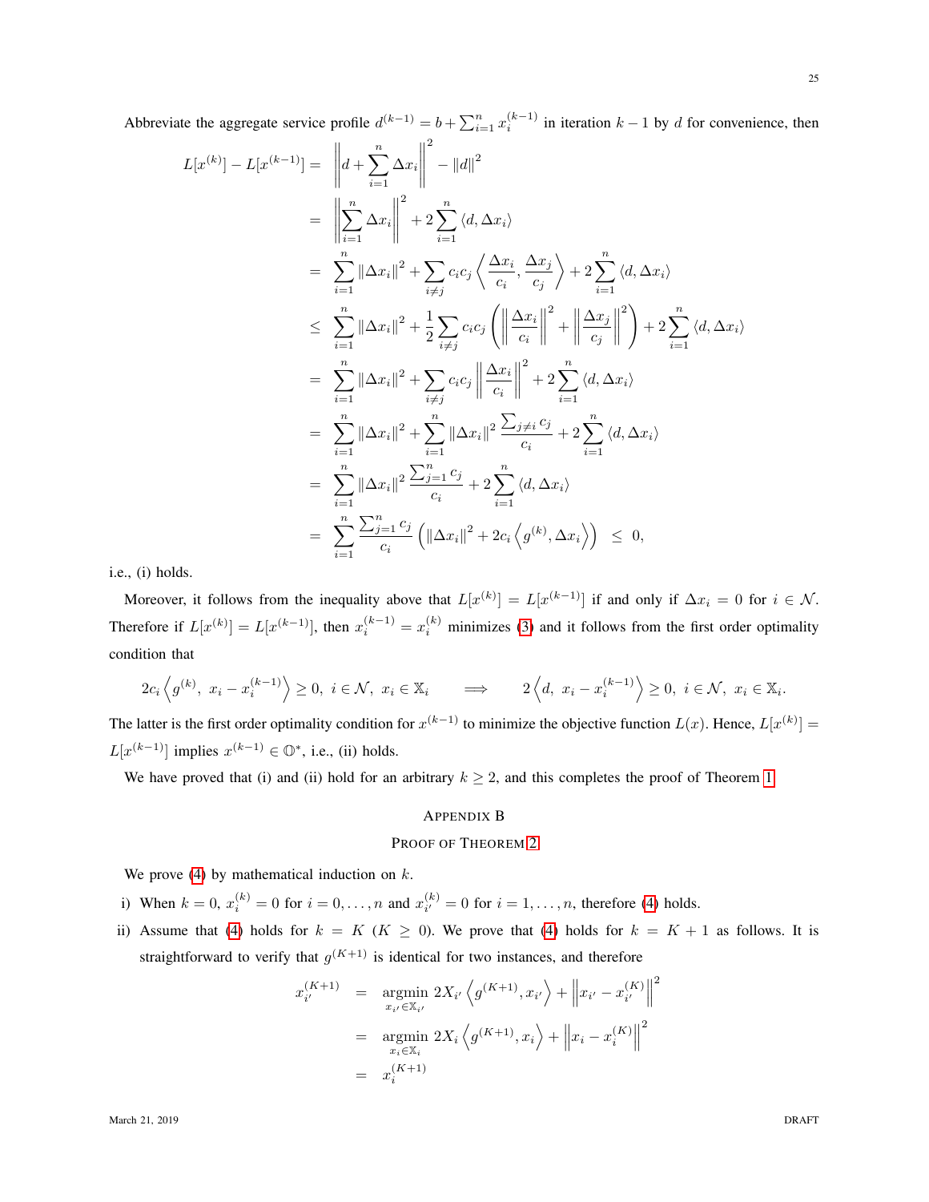Abbreviate the aggregate service profile $d^{(k-1)} = b + \sum_{i=1}^{n} x_i^{(k-1)}$ in iteration $k-1$ by $d$ for convenience, then

$$
\begin{aligned}
L[x^{(k)}] - L[x^{(k-1)}] &= \left\| d + \sum_{i=1}^{n} \Delta x_i \right\|^2 - \|d\|^2 \\
&= \left\| \sum_{i=1}^{n} \Delta x_i \right\|^2 + 2\sum_{i=1}^{n} \langle d, \Delta x_i \rangle \\
&= \sum_{i=1}^{n} \|\Delta x_i\|^2 + \sum_{i \neq j} c_i c_j \left\langle \frac{\Delta x_i}{c_i}, \frac{\Delta x_j}{c_j} \right\rangle + 2\sum_{i=1}^{n} \langle d, \Delta x_i \rangle \\
&\leq \sum_{i=1}^{n} \|\Delta x_i\|^2 + \frac{1}{2}\sum_{i \neq j} c_i c_j \left( \left\| \frac{\Delta x_i}{c_i} \right\|^2 + \left\| \frac{\Delta x_j}{c_j} \right\|^2 \right) + 2\sum_{i=1}^{n} \langle d, \Delta x_i \rangle \\
&= \sum_{i=1}^{n} \|\Delta x_i\|^2 + \sum_{i \neq j} c_i c_j \left\| \frac{\Delta x_i}{c_i} \right\|^2 + 2\sum_{i=1}^{n} \langle d, \Delta x_i \rangle \\
&= \sum_{i=1}^{n} \|\Delta x_i\|^2 + \sum_{i=1}^{n} \|\Delta x_i\|^2 \frac{\sum_{j \neq i} c_j}{c_i} + 2\sum_{i=1}^{n} \langle d, \Delta x_i \rangle \\
&= \sum_{i=1}^{n} \|\Delta x_i\|^2 \frac{\sum_{j=1}^{n} c_j}{c_i} + 2\sum_{i=1}^{n} \langle d, \Delta x_i \rangle \\
&= \sum_{i=1}^{n} \frac{\sum_{j=1}^{n} c_j}{c_i} \left( \|\Delta x_i\|^2 + 2c_i \left\langle g^{(k)}, \Delta x_i \right\rangle \right) \;\leq\; 0,
\end{aligned}
$$

i.e., (i) holds.

Moreover, it follows from the inequality above that $L[x^{(k)}] = L[x^{(k-1)}]$ if and only if $\Delta x_i = 0$ for $i \in \mathcal{N}$. Therefore if $L[x^{(k)}] = L[x^{(k-1)}]$, then $x_i^{(k-1)} = x_i^{(k)}$ minimizes (3) and it follows from the first order optimality condition that

$$
2c_i \left\langle g^{(k)},\ x_i - x_i^{(k-1)} \right\rangle \geq 0,\ i \in \mathcal{N},\ x_i \in \mathbb{X}_i \qquad \Longrightarrow \qquad 2\left\langle d,\ x_i - x_i^{(k-1)} \right\rangle \geq 0,\ i \in \mathcal{N},\ x_i \in \mathbb{X}_i.
$$

The latter is the first order optimality condition for $x^{(k-1)}$ to minimize the objective function $L(x)$. Hence, $L[x^{(k)}] = L[x^{(k-1)}]$ implies $x^{(k-1)} \in \mathbb{O}^*$, i.e., (ii) holds.

We have proved that (i) and (ii) hold for an arbitrary $k \geq 2$, and this completes the proof of Theorem 1.

## Appendix B
## Proof of Theorem 2

We prove (4) by mathematical induction on $k$.

i) When $k = 0$, $x_i^{(k)} = 0$ for $i = 0, \ldots, n$ and $x_{i'}^{(k)} = 0$ for $i = 1, \ldots, n$, therefore (4) holds.

ii) Assume that (4) holds for $k = K$ ($K \geq 0$). We prove that (4) holds for $k = K+1$ as follows. It is straightforward to verify that $g^{(K+1)}$ is identical for two instances, and therefore

$$
\begin{aligned}
x_{i'}^{(K+1)} &= \underset{x_{i'} \in \mathbb{X}_{i'}}{\operatorname{argmin}}\ 2X_{i'} \left\langle g^{(K+1)}, x_{i'} \right\rangle + \left\| x_{i'} - x_{i'}^{(K)} \right\|^2 \\
&= \underset{x_i \in \mathbb{X}_i}{\operatorname{argmin}}\ 2X_i \left\langle g^{(K+1)}, x_i \right\rangle + \left\| x_i - x_i^{(K)} \right\|^2 \\
&= x_i^{(K+1)}
\end{aligned}
$$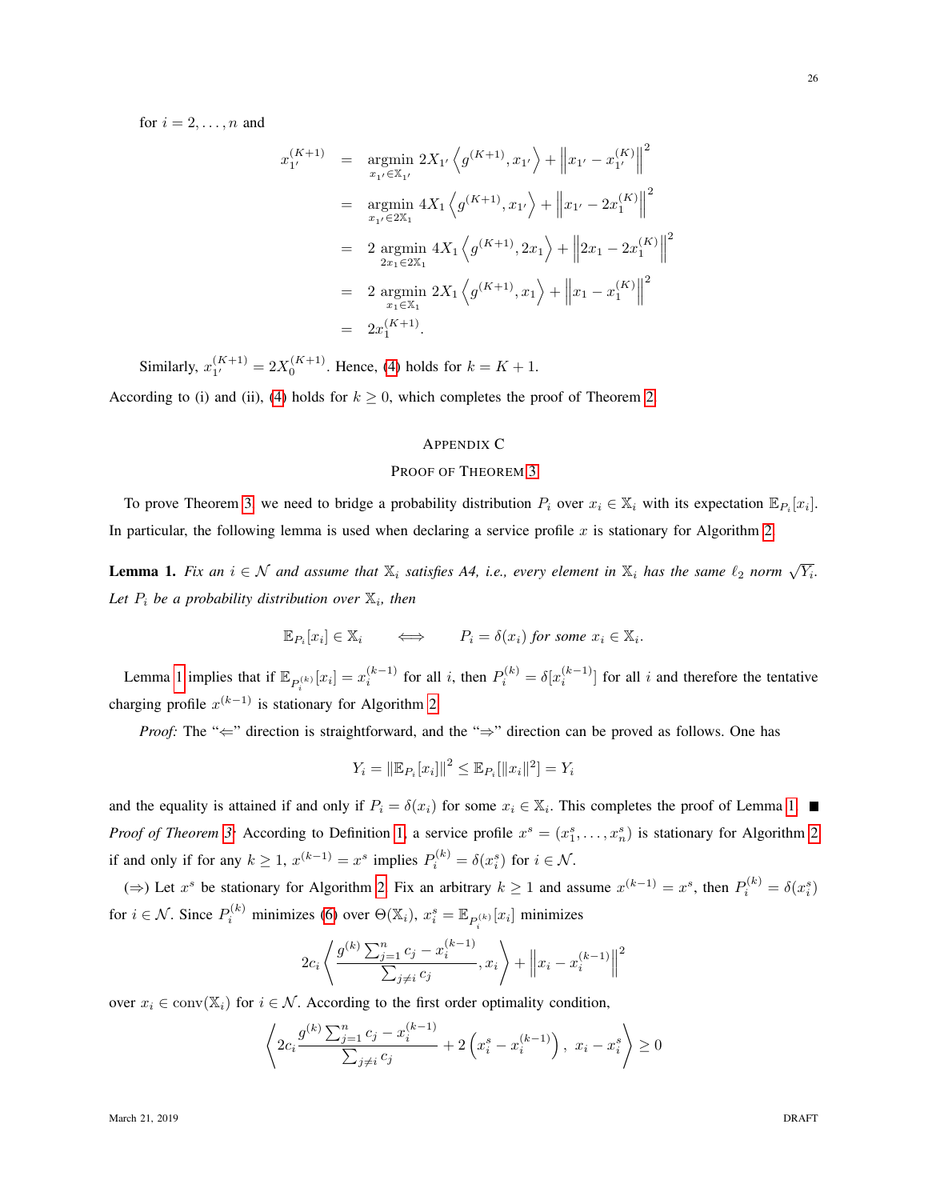for $i = 2, \ldots, n$ and

$$
\begin{aligned}
x_{1'}^{(K+1)} &= \underset{x_{1'} \in \mathbb{X}_{1'}}{\operatorname{argmin}} \ 2X_{1'} \left\langle g^{(K+1)}, x_{1'} \right\rangle + \left\| x_{1'} - x_{1'}^{(K)} \right\|^2 \\
&= \underset{x_{1'} \in 2\mathbb{X}_{1}}{\operatorname{argmin}} \ 4X_{1} \left\langle g^{(K+1)}, x_{1'} \right\rangle + \left\| x_{1'} - 2x_{1}^{(K)} \right\|^2 \\
&= 2 \underset{2x_{1} \in 2\mathbb{X}_{1}}{\operatorname{argmin}} \ 4X_{1} \left\langle g^{(K+1)}, 2x_{1} \right\rangle + \left\| 2x_{1} - 2x_{1}^{(K)} \right\|^2 \\
&= 2 \underset{x_{1} \in \mathbb{X}_{1}}{\operatorname{argmin}} \ 2X_{1} \left\langle g^{(K+1)}, x_{1} \right\rangle + \left\| x_{1} - x_{1}^{(K)} \right\|^2 \\
&= 2x_{1}^{(K+1)}.
\end{aligned}
$$

Similarly, $x_{1'}^{(K+1)} = 2X_0^{(K+1)}$. Hence, (4) holds for $k = K+1$.

According to (i) and (ii), (4) holds for $k \geq 0$, which completes the proof of Theorem 2.

## Appendix C
## Proof of Theorem 3

To prove Theorem 3, we need to bridge a probability distribution $P_i$ over $x_i \in \mathbb{X}_i$ with its expectation $\mathbb{E}_{P_i}[x_i]$. In particular, the following lemma is used when declaring a service profile $x$ is stationary for Algorithm 2.

**Lemma 1.** *Fix an $i \in \mathcal{N}$ and assume that $\mathbb{X}_i$ satisfies A4, i.e., every element in $\mathbb{X}_i$ has the same $\ell_2$ norm $\sqrt{Y_i}$. Let $P_i$ be a probability distribution over $\mathbb{X}_i$, then*

$$
\mathbb{E}_{P_i}[x_i] \in \mathbb{X}_i \qquad \Longleftrightarrow \qquad P_i = \delta(x_i) \text{ for some } x_i \in \mathbb{X}_i.
$$

Lemma 1 implies that if $\mathbb{E}_{P_i^{(k)}}[x_i] = x_i^{(k-1)}$ for all $i$, then $P_i^{(k)} = \delta[x_i^{(k-1)}]$ for all $i$ and therefore the tentative charging profile $x^{(k-1)}$ is stationary for Algorithm 2.

*Proof:* The "$\Leftarrow$" direction is straightforward, and the "$\Rightarrow$" direction can be proved as follows. One has

$$
Y_i = \|\mathbb{E}_{P_i}[x_i]\|^2 \leq \mathbb{E}_{P_i}[\|x_i\|^2] = Y_i
$$

and the equality is attained if and only if $P_i = \delta(x_i)$ for some $x_i \in \mathbb{X}_i$. This completes the proof of Lemma 1. ∎

*Proof of Theorem 3:* According to Definition 1, a service profile $x^s = (x_1^s, \ldots, x_n^s)$ is stationary for Algorithm 2 if and only if for any $k \geq 1$, $x^{(k-1)} = x^s$ implies $P_i^{(k)} = \delta(x_i^s)$ for $i \in \mathcal{N}$.

($\Rightarrow$) Let $x^s$ be stationary for Algorithm 2. Fix an arbitrary $k \geq 1$ and assume $x^{(k-1)} = x^s$, then $P_i^{(k)} = \delta(x_i^s)$ for $i \in \mathcal{N}$. Since $P_i^{(k)}$ minimizes (6) over $\Theta(\mathbb{X}_i)$, $x_i^s = \mathbb{E}_{P_i^{(k)}}[x_i]$ minimizes

$$
2c_i \left\langle \frac{g^{(k)} \sum_{j=1}^n c_j - x_i^{(k-1)}}{\sum_{j \neq i} c_j}, x_i \right\rangle + \left\| x_i - x_i^{(k-1)} \right\|^2
$$

over $x_i \in \operatorname{conv}(\mathbb{X}_i)$ for $i \in \mathcal{N}$. According to the first order optimality condition,

$$
\left\langle 2c_i \frac{g^{(k)} \sum_{j=1}^n c_j - x_i^{(k-1)}}{\sum_{j \neq i} c_j} + 2\left( x_i^s - x_i^{(k-1)} \right), \ x_i - x_i^s \right\rangle \geq 0
$$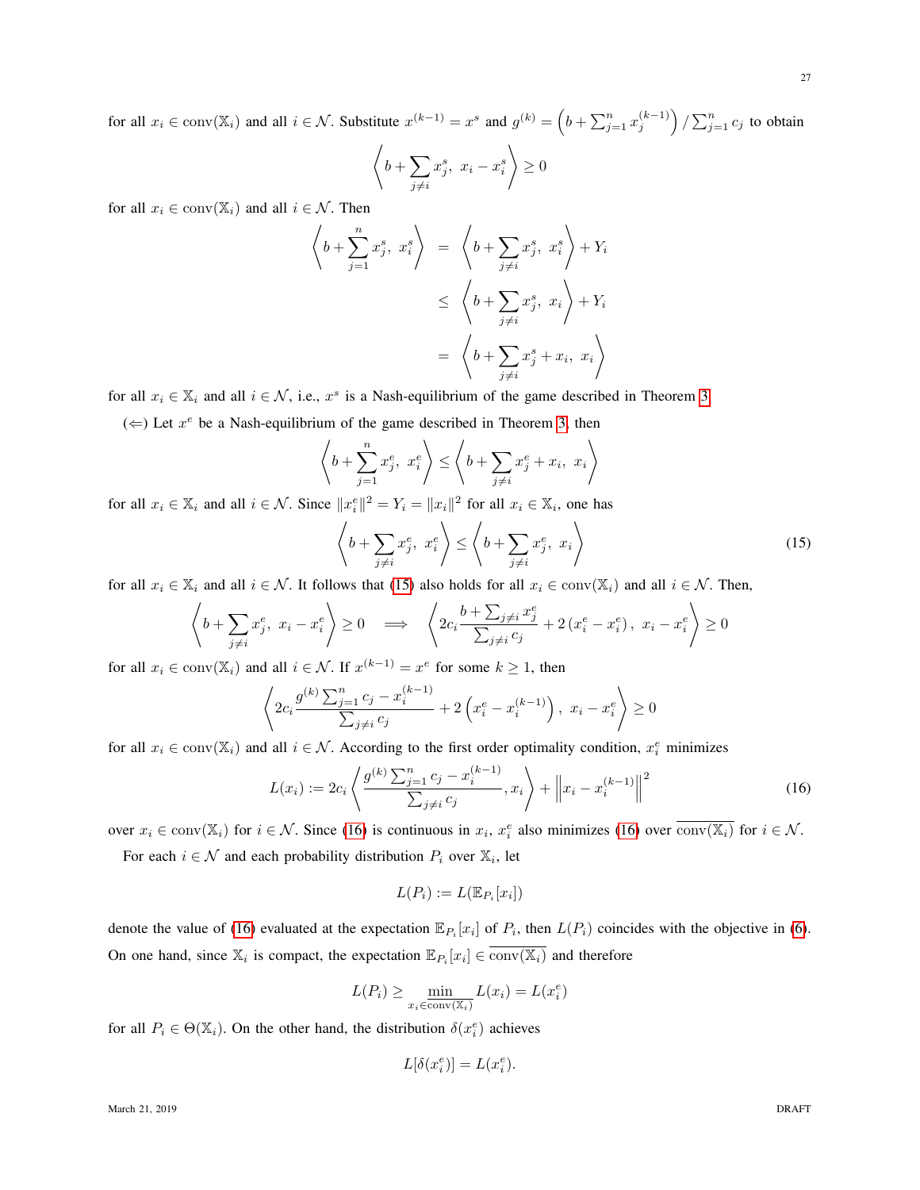for all $x_i \in \mathrm{conv}(\mathbb{X}_i)$ and all $i \in \mathcal{N}$. Substitute $x^{(k-1)} = x^s$ and $g^{(k)} = \left(b + \sum_{j=1}^n x_j^{(k-1)}\right) / \sum_{j=1}^n c_j$ to obtain

$$\left\langle b + \sum_{j \neq i} x_j^s,\ x_i - x_i^s \right\rangle \geq 0$$

for all $x_i \in \mathrm{conv}(\mathbb{X}_i)$ and all $i \in \mathcal{N}$. Then

$$\begin{aligned}
\left\langle b + \sum_{j=1}^n x_j^s,\ x_i^s \right\rangle &= \left\langle b + \sum_{j \neq i} x_j^s,\ x_i^s \right\rangle + Y_i \\
&\leq \left\langle b + \sum_{j \neq i} x_j^s,\ x_i \right\rangle + Y_i \\
&= \left\langle b + \sum_{j \neq i} x_j^s + x_i,\ x_i \right\rangle
\end{aligned}$$

for all $x_i \in \mathbb{X}_i$ and all $i \in \mathcal{N}$, i.e., $x^s$ is a Nash-equilibrium of the game described in Theorem 3.

($\Leftarrow$) Let $x^e$ be a Nash-equilibrium of the game described in Theorem 3, then

$$\left\langle b + \sum_{j=1}^n x_j^e,\ x_i^e \right\rangle \leq \left\langle b + \sum_{j \neq i} x_j^e + x_i,\ x_i \right\rangle$$

for all $x_i \in \mathbb{X}_i$ and all $i \in \mathcal{N}$. Since $\|x_i^e\|^2 = Y_i = \|x_i\|^2$ for all $x_i \in \mathbb{X}_i$, one has

$$\left\langle b + \sum_{j \neq i} x_j^e,\ x_i^e \right\rangle \leq \left\langle b + \sum_{j \neq i} x_j^e,\ x_i \right\rangle \tag{15}$$

for all $x_i \in \mathbb{X}_i$ and all $i \in \mathcal{N}$. It follows that (15) also holds for all $x_i \in \mathrm{conv}(\mathbb{X}_i)$ and all $i \in \mathcal{N}$. Then,

$$\left\langle b + \sum_{j \neq i} x_j^e,\ x_i - x_i^e \right\rangle \geq 0 \quad \Longrightarrow \quad \left\langle 2c_i \frac{b + \sum_{j \neq i} x_j^e}{\sum_{j \neq i} c_j} + 2\left(x_i^e - x_i^e\right),\ x_i - x_i^e \right\rangle \geq 0$$

for all $x_i \in \mathrm{conv}(\mathbb{X}_i)$ and all $i \in \mathcal{N}$. If $x^{(k-1)} = x^e$ for some $k \geq 1$, then

$$\left\langle 2c_i \frac{g^{(k)} \sum_{j=1}^n c_j - x_i^{(k-1)}}{\sum_{j \neq i} c_j} + 2\left(x_i^e - x_i^{(k-1)}\right),\ x_i - x_i^e \right\rangle \geq 0$$

for all $x_i \in \mathrm{conv}(\mathbb{X}_i)$ and all $i \in \mathcal{N}$. According to the first order optimality condition, $x_i^e$ minimizes

$$L(x_i) := 2c_i \left\langle \frac{g^{(k)} \sum_{j=1}^n c_j - x_i^{(k-1)}}{\sum_{j \neq i} c_j}, x_i \right\rangle + \left\| x_i - x_i^{(k-1)} \right\|^2 \tag{16}$$

over $x_i \in \mathrm{conv}(\mathbb{X}_i)$ for $i \in \mathcal{N}$. Since (16) is continuous in $x_i$, $x_i^e$ also minimizes (16) over $\overline{\mathrm{conv}(\mathbb{X}_i)}$ for $i \in \mathcal{N}$.

For each $i \in \mathcal{N}$ and each probability distribution $P_i$ over $\mathbb{X}_i$, let

$$L(P_i) := L(\mathbb{E}_{P_i}[x_i])$$

denote the value of (16) evaluated at the expectation $\mathbb{E}_{P_i}[x_i]$ of $P_i$, then $L(P_i)$ coincides with the objective in (6). On one hand, since $\mathbb{X}_i$ is compact, the expectation $\mathbb{E}_{P_i}[x_i] \in \overline{\mathrm{conv}(\mathbb{X}_i)}$ and therefore

$$L(P_i) \geq \min_{x_i \in \overline{\mathrm{conv}(\mathbb{X}_i)}} L(x_i) = L(x_i^e)$$

for all $P_i \in \Theta(\mathbb{X}_i)$. On the other hand, the distribution $\delta(x_i^e)$ achieves

$$L[\delta(x_i^e)] = L(x_i^e).$$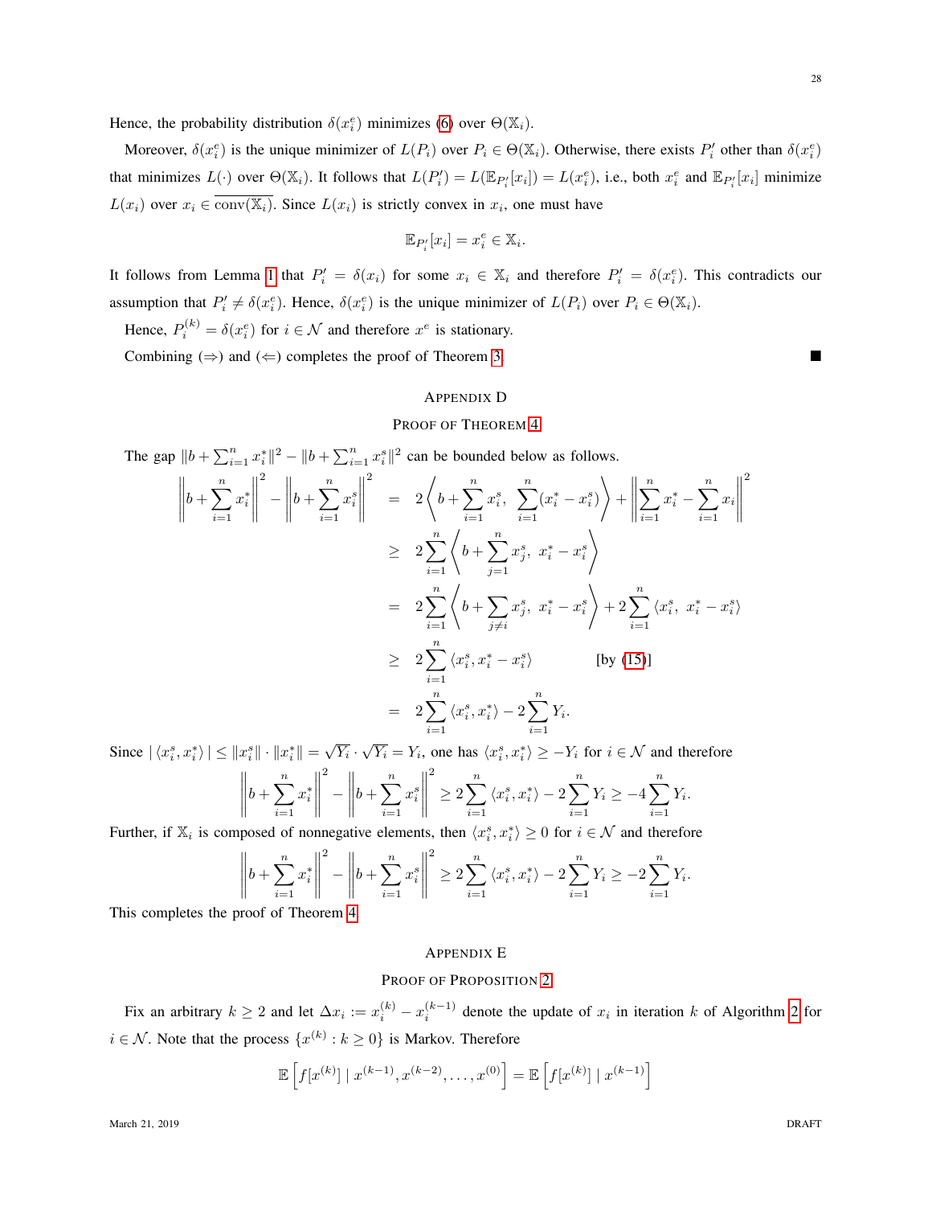Hence, the probability distribution $\delta(x_i^e)$ minimizes (6) over $\Theta(\mathbb{X}_i)$.

Moreover, $\delta(x_i^e)$ is the unique minimizer of $L(P_i)$ over $P_i \in \Theta(\mathbb{X}_i)$. Otherwise, there exists $P_i'$ other than $\delta(x_i^e)$ that minimizes $L(\cdot)$ over $\Theta(\mathbb{X}_i)$. It follows that $L(P_i') = L(\mathbb{E}_{P_i'}[x_i]) = L(x_i^e)$, i.e., both $x_i^e$ and $\mathbb{E}_{P_i'}[x_i]$ minimize $L(x_i)$ over $x_i \in \overline{\text{conv}(\mathbb{X}_i)}$. Since $L(x_i)$ is strictly convex in $x_i$, one must have

$$\mathbb{E}_{P_i'}[x_i] = x_i^e \in \mathbb{X}_i.$$

It follows from Lemma 1 that $P_i' = \delta(x_i)$ for some $x_i \in \mathbb{X}_i$ and therefore $P_i' = \delta(x_i^e)$. This contradicts our assumption that $P_i' \neq \delta(x_i^e)$. Hence, $\delta(x_i^e)$ is the unique minimizer of $L(P_i)$ over $P_i \in \Theta(\mathbb{X}_i)$.

Hence, $P_i^{(k)} = \delta(x_i^e)$ for $i \in \mathcal{N}$ and therefore $x^e$ is stationary.

Combining ($\Rightarrow$) and ($\Leftarrow$) completes the proof of Theorem 3. ■

## Appendix D

## Proof of Theorem 4

The gap $\|b + \sum_{i=1}^n x_i^*\|^2 - \|b + \sum_{i=1}^n x_i^s\|^2$ can be bounded below as follows.

$$\begin{aligned}
\left\|b + \sum_{i=1}^n x_i^*\right\|^2 - \left\|b + \sum_{i=1}^n x_i^s\right\|^2 &= 2\left\langle b + \sum_{i=1}^n x_i^s,\ \sum_{i=1}^n (x_i^* - x_i^s)\right\rangle + \left\|\sum_{i=1}^n x_i^* - \sum_{i=1}^n x_i\right\|^2 \\
&\geq 2\sum_{i=1}^n \left\langle b + \sum_{j=1}^n x_j^s,\ x_i^* - x_i^s\right\rangle \\
&= 2\sum_{i=1}^n \left\langle b + \sum_{j\neq i} x_j^s,\ x_i^* - x_i^s\right\rangle + 2\sum_{i=1}^n \langle x_i^s,\ x_i^* - x_i^s\rangle \\
&\geq 2\sum_{i=1}^n \langle x_i^s, x_i^* - x_i^s\rangle \qquad\qquad [\text{by } (15)] \\
&= 2\sum_{i=1}^n \langle x_i^s, x_i^*\rangle - 2\sum_{i=1}^n Y_i.
\end{aligned}$$

Since $|\langle x_i^s, x_i^*\rangle| \leq \|x_i^s\| \cdot \|x_i^*\| = \sqrt{Y_i} \cdot \sqrt{Y_i} = Y_i$, one has $\langle x_i^s, x_i^*\rangle \geq -Y_i$ for $i \in \mathcal{N}$ and therefore

$$\left\|b + \sum_{i=1}^n x_i^*\right\|^2 - \left\|b + \sum_{i=1}^n x_i^s\right\|^2 \geq 2\sum_{i=1}^n \langle x_i^s, x_i^*\rangle - 2\sum_{i=1}^n Y_i \geq -4\sum_{i=1}^n Y_i.$$

Further, if $\mathbb{X}_i$ is composed of nonnegative elements, then $\langle x_i^s, x_i^*\rangle \geq 0$ for $i \in \mathcal{N}$ and therefore

$$\left\|b + \sum_{i=1}^n x_i^*\right\|^2 - \left\|b + \sum_{i=1}^n x_i^s\right\|^2 \geq 2\sum_{i=1}^n \langle x_i^s, x_i^*\rangle - 2\sum_{i=1}^n Y_i \geq -2\sum_{i=1}^n Y_i.$$

This completes the proof of Theorem 4.

## Appendix E

## Proof of Proposition 2

Fix an arbitrary $k \geq 2$ and let $\Delta x_i := x_i^{(k)} - x_i^{(k-1)}$ denote the update of $x_i$ in iteration $k$ of Algorithm 2 for $i \in \mathcal{N}$. Note that the process $\{x^{(k)} : k \geq 0\}$ is Markov. Therefore

$$\mathbb{E}\left[f[x^{(k)}] \mid x^{(k-1)}, x^{(k-2)}, \ldots, x^{(0)}\right] = \mathbb{E}\left[f[x^{(k)}] \mid x^{(k-1)}\right]$$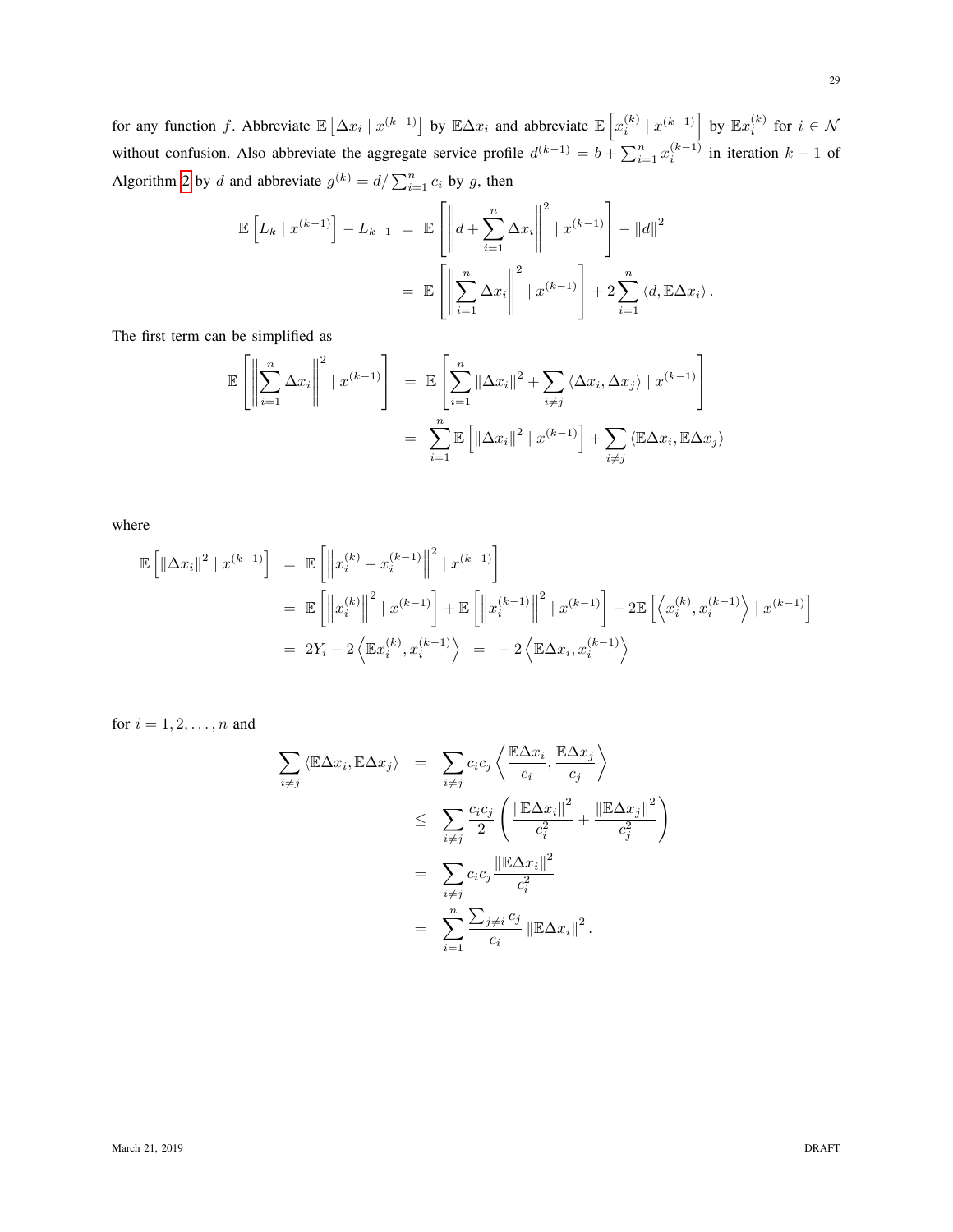for any function $f$. Abbreviate $\mathbb{E}\left[\Delta x_i \mid x^{(k-1)}\right]$ by $\mathbb{E}\Delta x_i$ and abbreviate $\mathbb{E}\left[x_i^{(k)} \mid x^{(k-1)}\right]$ by $\mathbb{E}x_i^{(k)}$ for $i \in \mathcal{N}$ without confusion. Also abbreviate the aggregate service profile $d^{(k-1)} = b + \sum_{i=1}^n x_i^{(k-1)}$ in iteration $k-1$ of Algorithm 2 by $d$ and abbreviate $g^{(k)} = d / \sum_{i=1}^n c_i$ by $g$, then

$$
\begin{aligned}
\mathbb{E}\left[L_k \mid x^{(k-1)}\right] - L_{k-1} &= \mathbb{E}\left[\left\| d + \sum_{i=1}^n \Delta x_i \right\|^2 \mid x^{(k-1)}\right] - \|d\|^2 \\
&= \mathbb{E}\left[\left\| \sum_{i=1}^n \Delta x_i \right\|^2 \mid x^{(k-1)}\right] + 2\sum_{i=1}^n \langle d, \mathbb{E}\Delta x_i \rangle .
\end{aligned}
$$

The first term can be simplified as

$$
\begin{aligned}
\mathbb{E}\left[\left\| \sum_{i=1}^n \Delta x_i \right\|^2 \mid x^{(k-1)}\right] &= \mathbb{E}\left[\sum_{i=1}^n \|\Delta x_i\|^2 + \sum_{i \neq j} \langle \Delta x_i, \Delta x_j \rangle \mid x^{(k-1)}\right] \\
&= \sum_{i=1}^n \mathbb{E}\left[\|\Delta x_i\|^2 \mid x^{(k-1)}\right] + \sum_{i \neq j} \langle \mathbb{E}\Delta x_i, \mathbb{E}\Delta x_j \rangle
\end{aligned}
$$

where

$$
\begin{aligned}
\mathbb{E}\left[\|\Delta x_i\|^2 \mid x^{(k-1)}\right] &= \mathbb{E}\left[\left\| x_i^{(k)} - x_i^{(k-1)} \right\|^2 \mid x^{(k-1)}\right] \\
&= \mathbb{E}\left[\left\| x_i^{(k)} \right\|^2 \mid x^{(k-1)}\right] + \mathbb{E}\left[\left\| x_i^{(k-1)} \right\|^2 \mid x^{(k-1)}\right] - 2\mathbb{E}\left[\left\langle x_i^{(k)}, x_i^{(k-1)} \right\rangle \mid x^{(k-1)}\right] \\
&= 2Y_i - 2\left\langle \mathbb{E}x_i^{(k)}, x_i^{(k-1)} \right\rangle \;=\; -2\left\langle \mathbb{E}\Delta x_i, x_i^{(k-1)} \right\rangle
\end{aligned}
$$

for $i = 1, 2, \ldots, n$ and

$$
\begin{aligned}
\sum_{i \neq j} \langle \mathbb{E}\Delta x_i, \mathbb{E}\Delta x_j \rangle &= \sum_{i \neq j} c_i c_j \left\langle \frac{\mathbb{E}\Delta x_i}{c_i}, \frac{\mathbb{E}\Delta x_j}{c_j} \right\rangle \\
&\leq \sum_{i \neq j} \frac{c_i c_j}{2} \left( \frac{\|\mathbb{E}\Delta x_i\|^2}{c_i^2} + \frac{\|\mathbb{E}\Delta x_j\|^2}{c_j^2} \right) \\
&= \sum_{i \neq j} c_i c_j \frac{\|\mathbb{E}\Delta x_i\|^2}{c_i^2} \\
&= \sum_{i=1}^n \frac{\sum_{j \neq i} c_j}{c_i} \|\mathbb{E}\Delta x_i\|^2 .
\end{aligned}
$$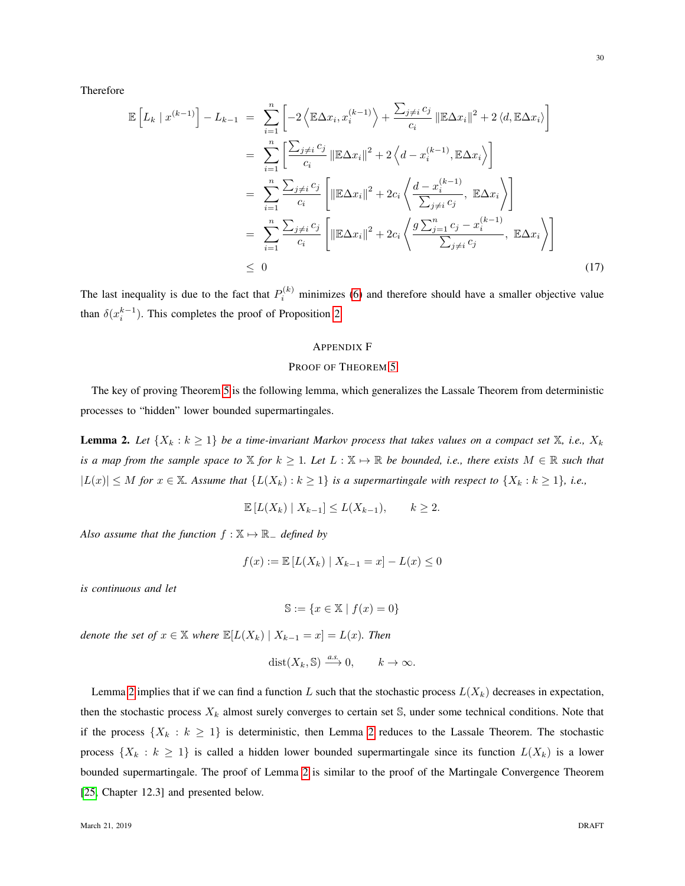Therefore

$$
\begin{aligned}
\mathbb{E}\left[L_k \mid x^{(k-1)}\right] - L_{k-1} &= \sum_{i=1}^{n}\left[-2\left\langle \mathbb{E}\Delta x_i, x_i^{(k-1)}\right\rangle + \frac{\sum_{j\neq i} c_j}{c_i}\left\|\mathbb{E}\Delta x_i\right\|^2 + 2\left\langle d, \mathbb{E}\Delta x_i\right\rangle\right] \\
&= \sum_{i=1}^{n}\left[\frac{\sum_{j\neq i} c_j}{c_i}\left\|\mathbb{E}\Delta x_i\right\|^2 + 2\left\langle d - x_i^{(k-1)}, \mathbb{E}\Delta x_i\right\rangle\right] \\
&= \sum_{i=1}^{n}\frac{\sum_{j\neq i} c_j}{c_i}\left[\left\|\mathbb{E}\Delta x_i\right\|^2 + 2c_i\left\langle \frac{d - x_i^{(k-1)}}{\sum_{j\neq i} c_j},\ \mathbb{E}\Delta x_i\right\rangle\right] \\
&= \sum_{i=1}^{n}\frac{\sum_{j\neq i} c_j}{c_i}\left[\left\|\mathbb{E}\Delta x_i\right\|^2 + 2c_i\left\langle \frac{g\sum_{j=1}^{n} c_j - x_i^{(k-1)}}{\sum_{j\neq i} c_j},\ \mathbb{E}\Delta x_i\right\rangle\right] \\
&\leq 0 
\end{aligned}
\tag{17}
$$

The last inequality is due to the fact that $P_i^{(k)}$ minimizes (6) and therefore should have a smaller objective value than $\delta(x_i^{k-1})$. This completes the proof of Proposition 2.

## Appendix F
## Proof of Theorem 5

The key of proving Theorem 5 is the following lemma, which generalizes the Lassale Theorem from deterministic processes to "hidden" lower bounded supermartingales.

**Lemma 2.** *Let $\{X_k : k \geq 1\}$ be a time-invariant Markov process that takes values on a compact set $\mathbb{X}$, i.e., $X_k$ is a map from the sample space to $\mathbb{X}$ for $k \geq 1$. Let $L : \mathbb{X} \mapsto \mathbb{R}$ be bounded, i.e., there exists $M \in \mathbb{R}$ such that $|L(x)| \leq M$ for $x \in \mathbb{X}$. Assume that $\{L(X_k) : k \geq 1\}$ is a supermartingale with respect to $\{X_k : k \geq 1\}$, i.e.,*

$$
\mathbb{E}\left[L(X_k) \mid X_{k-1}\right] \leq L(X_{k-1}), \qquad k \geq 2.
$$

*Also assume that the function $f : \mathbb{X} \mapsto \mathbb{R}_-$ defined by*

$$
f(x) := \mathbb{E}\left[L(X_k) \mid X_{k-1} = x\right] - L(x) \leq 0
$$

*is continuous and let*

$$
\mathbb{S} := \{x \in \mathbb{X} \mid f(x) = 0\}
$$

*denote the set of $x \in \mathbb{X}$ where $\mathbb{E}[L(X_k) \mid X_{k-1} = x] = L(x)$. Then*

$$
\text{dist}(X_k, \mathbb{S}) \xrightarrow{a.s.} 0, \qquad k \to \infty.
$$

Lemma 2 implies that if we can find a function $L$ such that the stochastic process $L(X_k)$ decreases in expectation, then the stochastic process $X_k$ almost surely converges to certain set $\mathbb{S}$, under some technical conditions. Note that if the process $\{X_k : k \geq 1\}$ is deterministic, then Lemma 2 reduces to the Lassale Theorem. The stochastic process $\{X_k : k \geq 1\}$ is called a hidden lower bounded supermartingale since its function $L(X_k)$ is a lower bounded supermartingale. The proof of Lemma 2 is similar to the proof of the Martingale Convergence Theorem [25, Chapter 12.3] and presented below.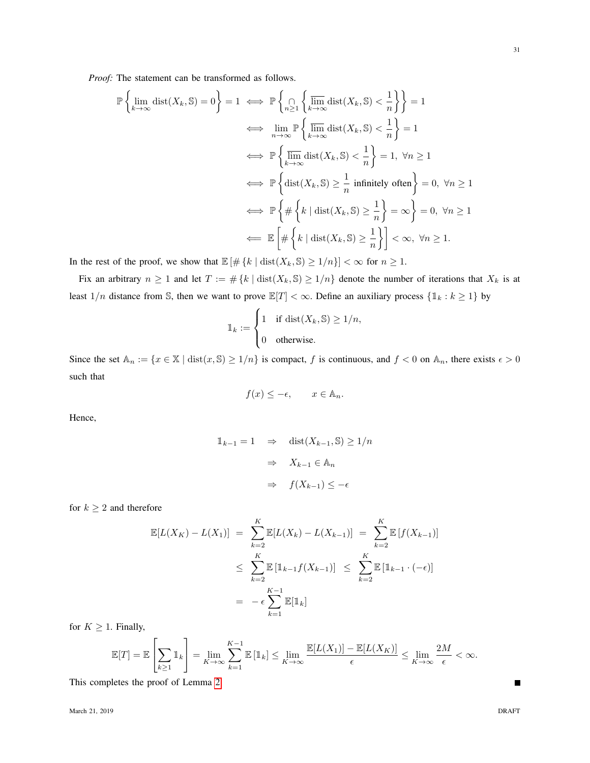*Proof:* The statement can be transformed as follows.

$$
\begin{aligned}
\mathbb{P}\left\{\lim_{k\to\infty} \operatorname{dist}(X_k, \mathbb{S}) = 0\right\} = 1 &\iff \mathbb{P}\left\{\bigcap_{n\geq 1}\left\{\overline{\lim_{k\to\infty}} \operatorname{dist}(X_k, \mathbb{S}) < \frac{1}{n}\right\}\right\} = 1 \\
&\iff \lim_{n\to\infty} \mathbb{P}\left\{\overline{\lim_{k\to\infty}} \operatorname{dist}(X_k, \mathbb{S}) < \frac{1}{n}\right\} = 1 \\
&\iff \mathbb{P}\left\{\overline{\lim_{k\to\infty}} \operatorname{dist}(X_k, \mathbb{S}) < \frac{1}{n}\right\} = 1,\ \forall n \geq 1 \\
&\iff \mathbb{P}\left\{\operatorname{dist}(X_k, \mathbb{S}) \geq \frac{1}{n} \text{ infinitely often}\right\} = 0,\ \forall n \geq 1 \\
&\iff \mathbb{P}\left\{\#\left\{k \mid \operatorname{dist}(X_k, \mathbb{S}) \geq \frac{1}{n}\right\} = \infty\right\} = 0,\ \forall n \geq 1 \\
&\Longleftarrow \mathbb{E}\left[\#\left\{k \mid \operatorname{dist}(X_k, \mathbb{S}) \geq \frac{1}{n}\right\}\right] < \infty,\ \forall n \geq 1.
\end{aligned}
$$

In the rest of the proof, we show that $\mathbb{E}\left[\#\left\{k \mid \operatorname{dist}(X_k, \mathbb{S}) \geq 1/n\right\}\right] < \infty$ for $n \geq 1$.

Fix an arbitrary $n \geq 1$ and let $T := \#\left\{k \mid \operatorname{dist}(X_k, \mathbb{S}) \geq 1/n\right\}$ denote the number of iterations that $X_k$ is at least $1/n$ distance from $\mathbb{S}$, then we want to prove $\mathbb{E}[T] < \infty$. Define an auxiliary process $\{\mathbb{1}_k : k \geq 1\}$ by

$$
\mathbb{1}_k := \begin{cases} 1 & \text{if } \operatorname{dist}(X_k, \mathbb{S}) \geq 1/n, \\ 0 & \text{otherwise.} \end{cases}
$$

Since the set $\mathbb{A}_n := \{x \in \mathbb{X} \mid \operatorname{dist}(x, \mathbb{S}) \geq 1/n\}$ is compact, $f$ is continuous, and $f < 0$ on $\mathbb{A}_n$, there exists $\epsilon > 0$ such that

$$
f(x) \leq -\epsilon, \qquad x \in \mathbb{A}_n.
$$

Hence,

$$
\begin{aligned}
\mathbb{1}_{k-1} = 1 \quad &\Rightarrow \quad \operatorname{dist}(X_{k-1}, \mathbb{S}) \geq 1/n \\
&\Rightarrow \quad X_{k-1} \in \mathbb{A}_n \\
&\Rightarrow \quad f(X_{k-1}) \leq -\epsilon
\end{aligned}
$$

for $k \geq 2$ and therefore

$$
\begin{aligned}
\mathbb{E}[L(X_K) - L(X_1)] &= \sum_{k=2}^{K} \mathbb{E}[L(X_k) - L(X_{k-1})] = \sum_{k=2}^{K} \mathbb{E}\left[f(X_{k-1})\right] \\
&\leq \sum_{k=2}^{K} \mathbb{E}\left[\mathbb{1}_{k-1} f(X_{k-1})\right] \leq \sum_{k=2}^{K} \mathbb{E}\left[\mathbb{1}_{k-1} \cdot (-\epsilon)\right] \\
&= -\epsilon \sum_{k=1}^{K-1} \mathbb{E}[\mathbb{1}_k]
\end{aligned}
$$

for $K \geq 1$. Finally,

$$
\mathbb{E}[T] = \mathbb{E}\left[\sum_{k\geq 1} \mathbb{1}_k\right] = \lim_{K\to\infty} \sum_{k=1}^{K-1} \mathbb{E}\left[\mathbb{1}_k\right] \leq \lim_{K\to\infty} \frac{\mathbb{E}[L(X_1)] - \mathbb{E}[L(X_K)]}{\epsilon} \leq \lim_{K\to\infty} \frac{2M}{\epsilon} < \infty.
$$

This completes the proof of Lemma 2. ∎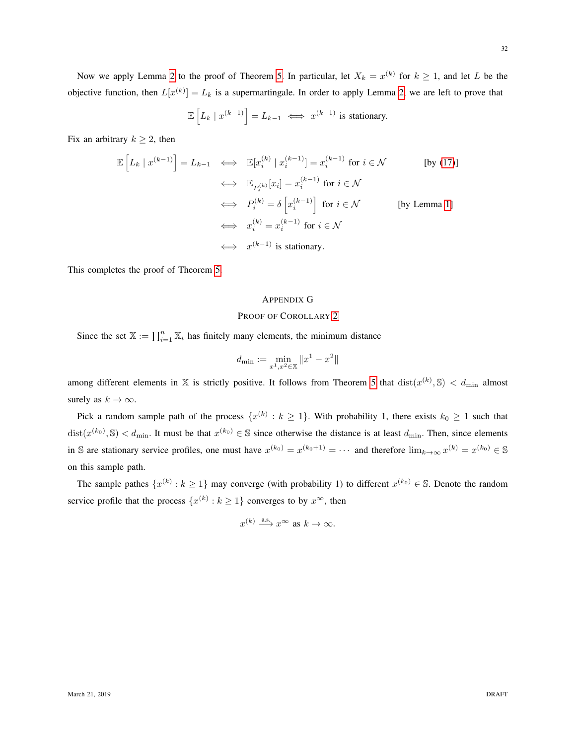Now we apply Lemma 2 to the proof of Theorem 5. In particular, let $X_k = x^{(k)}$ for $k \geq 1$, and let $L$ be the objective function, then $L[x^{(k)}] = L_k$ is a supermartingale. In order to apply Lemma 2, we are left to prove that

$$\mathbb{E}\left[L_k \mid x^{(k-1)}\right] = L_{k-1} \iff x^{(k-1)} \text{ is stationary.}$$

Fix an arbitrary $k \geq 2$, then

$$\begin{aligned}
\mathbb{E}\left[L_k \mid x^{(k-1)}\right] = L_{k-1} \quad &\iff \quad \mathbb{E}[x_i^{(k)} \mid x_i^{(k-1)}] = x_i^{(k-1)} \text{ for } i \in \mathcal{N} && \text{[by (17)]} \\
&\iff \quad \mathbb{E}_{P_i^{(k)}}[x_i] = x_i^{(k-1)} \text{ for } i \in \mathcal{N} \\
&\iff \quad P_i^{(k)} = \delta\left[x_i^{(k-1)}\right] \text{ for } i \in \mathcal{N} && \text{[by Lemma 1]} \\
&\iff \quad x_i^{(k)} = x_i^{(k-1)} \text{ for } i \in \mathcal{N} \\
&\iff \quad x^{(k-1)} \text{ is stationary.}
\end{aligned}$$

This completes the proof of Theorem 5.

## Appendix G

## Proof of Corollary 2

Since the set $\mathbb{X} := \prod_{i=1}^{n} \mathbb{X}_i$ has finitely many elements, the minimum distance

$$d_{\min} := \min_{x^1, x^2 \in \mathbb{X}} \|x^1 - x^2\|$$

among different elements in $\mathbb{X}$ is strictly positive. It follows from Theorem 5 that $\operatorname{dist}(x^{(k)}, \mathbb{S}) < d_{\min}$ almost surely as $k \to \infty$.

Pick a random sample path of the process $\{x^{(k)} : k \geq 1\}$. With probability 1, there exists $k_0 \geq 1$ such that $\operatorname{dist}(x^{(k_0)}, \mathbb{S}) < d_{\min}$. It must be that $x^{(k_0)} \in \mathbb{S}$ since otherwise the distance is at least $d_{\min}$. Then, since elements in $\mathbb{S}$ are stationary service profiles, one must have $x^{(k_0)} = x^{(k_0+1)} = \cdots$ and therefore $\lim_{k \to \infty} x^{(k)} = x^{(k_0)} \in \mathbb{S}$ on this sample path.

The sample pathes $\{x^{(k)} : k \geq 1\}$ may converge (with probability 1) to different $x^{(k_0)} \in \mathbb{S}$. Denote the random service profile that the process $\{x^{(k)} : k \geq 1\}$ converges to by $x^{\infty}$, then

$$x^{(k)} \xrightarrow{\text{a.s.}} x^{\infty} \text{ as } k \to \infty.$$